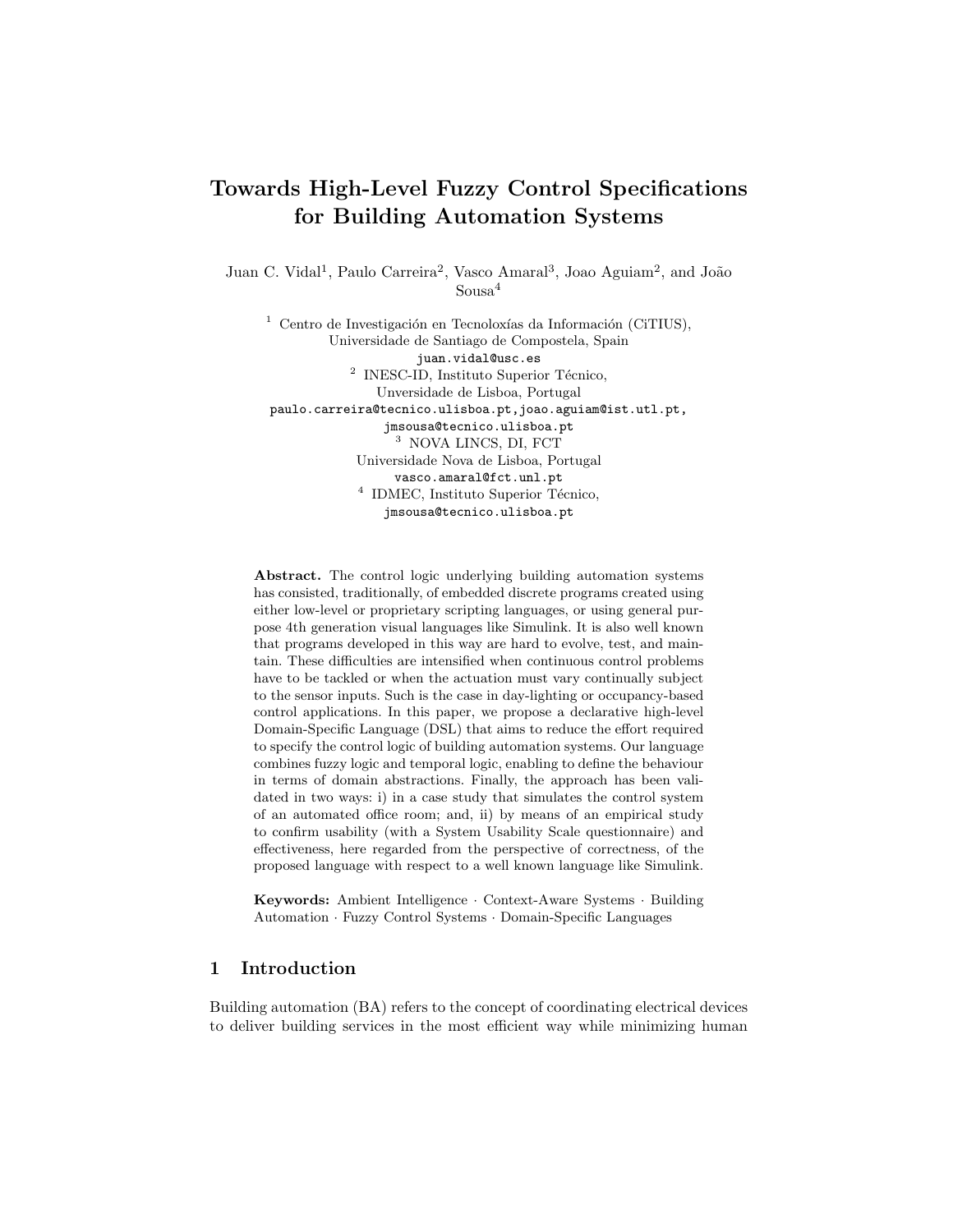# Towards High-Level Fuzzy Control Specifications for Building Automation Systems

Juan C. Vidal[1], Paulo Carreira[2], Vasco Amaral[3], Joao Aguiam[2], and João Sousa[4]

[1] Centro de Investigación en Tecnoloxías da Información (CiTIUS), Universidade de Santiago de Compostela, Spain
juan.vidal@usc.es

[2] INESC-ID, Instituto Superior Técnico, Unversidade de Lisboa, Portugal
paulo.carreira@tecnico.ulisboa.pt, joao.aguiam@ist.utl.pt, jmsousa@tecnico.ulisboa.pt

[3] NOVA LINCS, DI, FCT Universidade Nova de Lisboa, Portugal
vasco.amaral@fct.unl.pt

[4] IDMEC, Instituto Superior Técnico,
jmsousa@tecnico.ulisboa.pt

**Abstract.** The control logic underlying building automation systems has consisted, traditionally, of embedded discrete programs created using either low-level or proprietary scripting languages, or using general purpose 4th generation visual languages like Simulink. It is also well known that programs developed in this way are hard to evolve, test, and maintain. These difficulties are intensified when continuous control problems have to be tackled or when the actuation must vary continually subject to the sensor inputs. Such is the case in day-lighting or occupancy-based control applications. In this paper, we propose a declarative high-level Domain-Specific Language (DSL) that aims to reduce the effort required to specify the control logic of building automation systems. Our language combines fuzzy logic and temporal logic, enabling to define the behaviour in terms of domain abstractions. Finally, the approach has been validated in two ways: i) in a case study that simulates the control system of an automated office room; and, ii) by means of an empirical study to confirm usability (with a System Usability Scale questionnaire) and effectiveness, here regarded from the perspective of correctness, of the proposed language with respect to a well known language like Simulink.

**Keywords:** Ambient Intelligence · Context-Aware Systems · Building Automation · Fuzzy Control Systems · Domain-Specific Languages

## 1 Introduction

Building automation (BA) refers to the concept of coordinating electrical devices to deliver building services in the most efficient way while minimizing human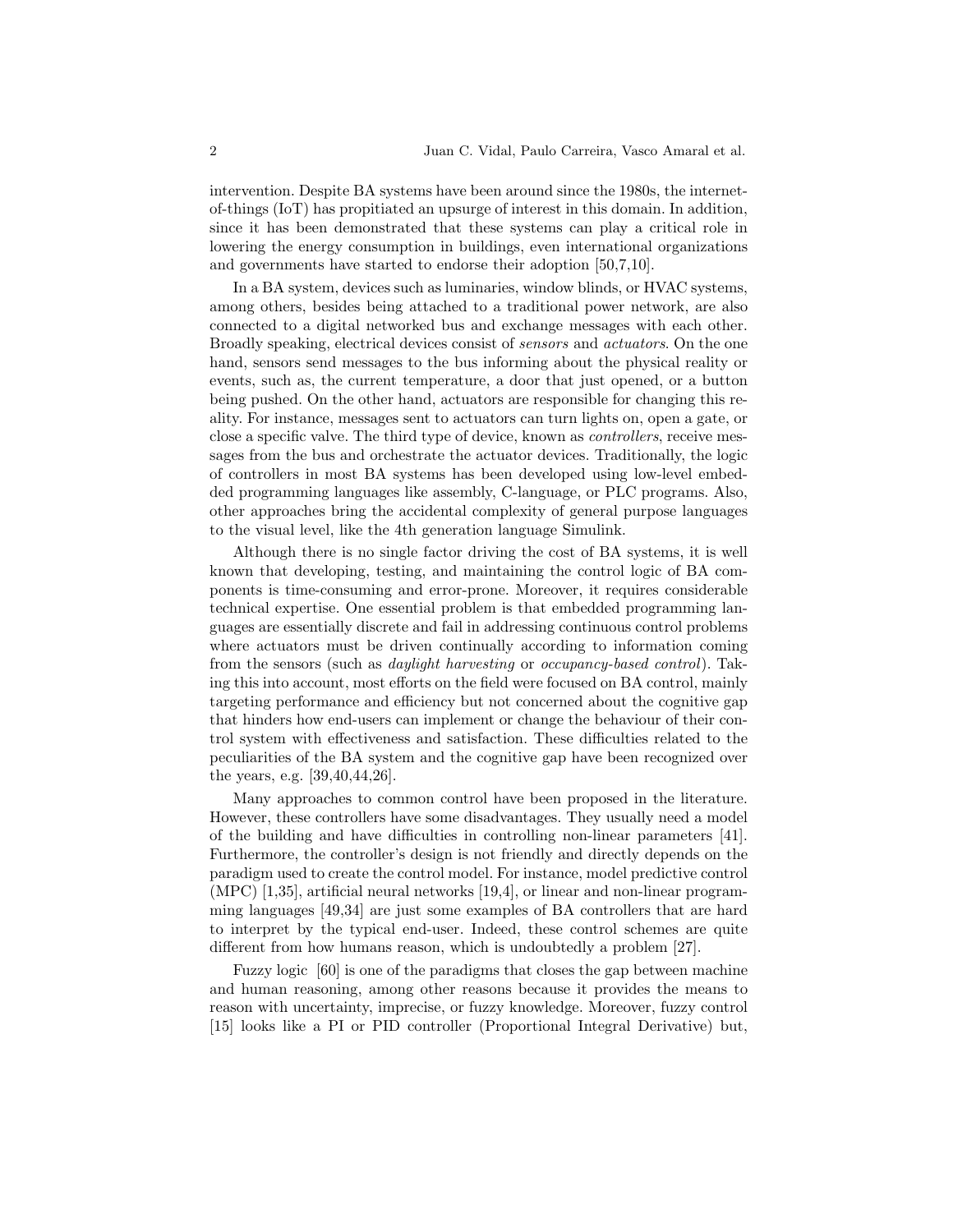intervention. Despite BA systems have been around since the 1980s, the internet-of-things (IoT) has propitiated an upsurge of interest in this domain. In addition, since it has been demonstrated that these systems can play a critical role in lowering the energy consumption in buildings, even international organizations and governments have started to endorse their adoption [50,7,10].

In a BA system, devices such as luminaries, window blinds, or HVAC systems, among others, besides being attached to a traditional power network, are also connected to a digital networked bus and exchange messages with each other. Broadly speaking, electrical devices consist of *sensors* and *actuators*. On the one hand, sensors send messages to the bus informing about the physical reality or events, such as, the current temperature, a door that just opened, or a button being pushed. On the other hand, actuators are responsible for changing this reality. For instance, messages sent to actuators can turn lights on, open a gate, or close a specific valve. The third type of device, known as *controllers*, receive messages from the bus and orchestrate the actuator devices. Traditionally, the logic of controllers in most BA systems has been developed using low-level embedded programming languages like assembly, C-language, or PLC programs. Also, other approaches bring the accidental complexity of general purpose languages to the visual level, like the 4th generation language Simulink.

Although there is no single factor driving the cost of BA systems, it is well known that developing, testing, and maintaining the control logic of BA components is time-consuming and error-prone. Moreover, it requires considerable technical expertise. One essential problem is that embedded programming languages are essentially discrete and fail in addressing continuous control problems where actuators must be driven continually according to information coming from the sensors (such as *daylight harvesting* or *occupancy-based control*). Taking this into account, most efforts on the field were focused on BA control, mainly targeting performance and efficiency but not concerned about the cognitive gap that hinders how end-users can implement or change the behaviour of their control system with effectiveness and satisfaction. These difficulties related to the peculiarities of the BA system and the cognitive gap have been recognized over the years, e.g. [39,40,44,26].

Many approaches to common control have been proposed in the literature. However, these controllers have some disadvantages. They usually need a model of the building and have difficulties in controlling non-linear parameters [41]. Furthermore, the controller's design is not friendly and directly depends on the paradigm used to create the control model. For instance, model predictive control (MPC) [1,35], artificial neural networks [19,4], or linear and non-linear programming languages [49,34] are just some examples of BA controllers that are hard to interpret by the typical end-user. Indeed, these control schemes are quite different from how humans reason, which is undoubtedly a problem [27].

Fuzzy logic [60] is one of the paradigms that closes the gap between machine and human reasoning, among other reasons because it provides the means to reason with uncertainty, imprecise, or fuzzy knowledge. Moreover, fuzzy control [15] looks like a PI or PID controller (Proportional Integral Derivative) but,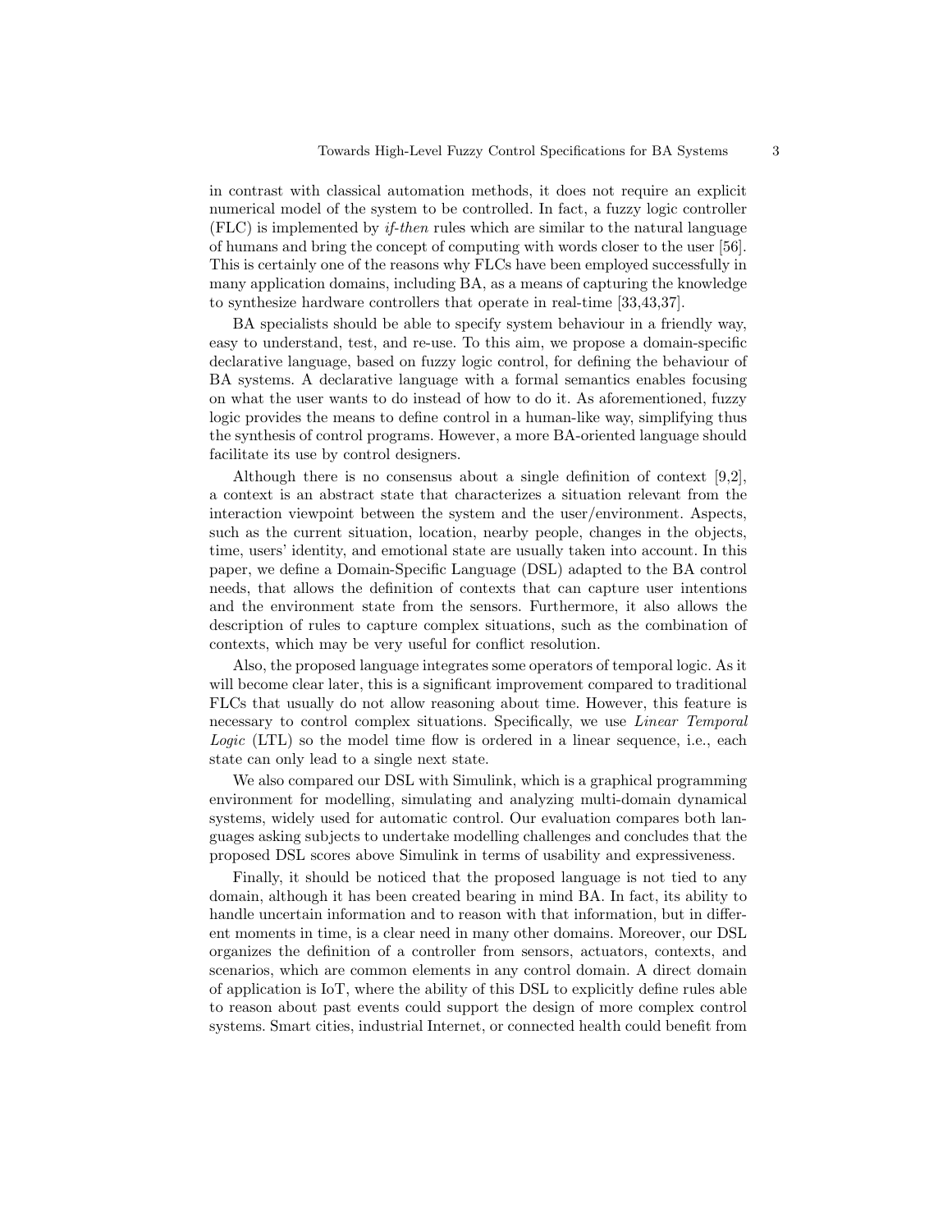in contrast with classical automation methods, it does not require an explicit numerical model of the system to be controlled. In fact, a fuzzy logic controller (FLC) is implemented by *if-then* rules which are similar to the natural language of humans and bring the concept of computing with words closer to the user [56]. This is certainly one of the reasons why FLCs have been employed successfully in many application domains, including BA, as a means of capturing the knowledge to synthesize hardware controllers that operate in real-time [33,43,37].

BA specialists should be able to specify system behaviour in a friendly way, easy to understand, test, and re-use. To this aim, we propose a domain-specific declarative language, based on fuzzy logic control, for defining the behaviour of BA systems. A declarative language with a formal semantics enables focusing on what the user wants to do instead of how to do it. As aforementioned, fuzzy logic provides the means to define control in a human-like way, simplifying thus the synthesis of control programs. However, a more BA-oriented language should facilitate its use by control designers.

Although there is no consensus about a single definition of context [9,2], a context is an abstract state that characterizes a situation relevant from the interaction viewpoint between the system and the user/environment. Aspects, such as the current situation, location, nearby people, changes in the objects, time, users' identity, and emotional state are usually taken into account. In this paper, we define a Domain-Specific Language (DSL) adapted to the BA control needs, that allows the definition of contexts that can capture user intentions and the environment state from the sensors. Furthermore, it also allows the description of rules to capture complex situations, such as the combination of contexts, which may be very useful for conflict resolution.

Also, the proposed language integrates some operators of temporal logic. As it will become clear later, this is a significant improvement compared to traditional FLCs that usually do not allow reasoning about time. However, this feature is necessary to control complex situations. Specifically, we use *Linear Temporal Logic* (LTL) so the model time flow is ordered in a linear sequence, i.e., each state can only lead to a single next state.

We also compared our DSL with Simulink, which is a graphical programming environment for modelling, simulating and analyzing multi-domain dynamical systems, widely used for automatic control. Our evaluation compares both languages asking subjects to undertake modelling challenges and concludes that the proposed DSL scores above Simulink in terms of usability and expressiveness.

Finally, it should be noticed that the proposed language is not tied to any domain, although it has been created bearing in mind BA. In fact, its ability to handle uncertain information and to reason with that information, but in different moments in time, is a clear need in many other domains. Moreover, our DSL organizes the definition of a controller from sensors, actuators, contexts, and scenarios, which are common elements in any control domain. A direct domain of application is IoT, where the ability of this DSL to explicitly define rules able to reason about past events could support the design of more complex control systems. Smart cities, industrial Internet, or connected health could benefit from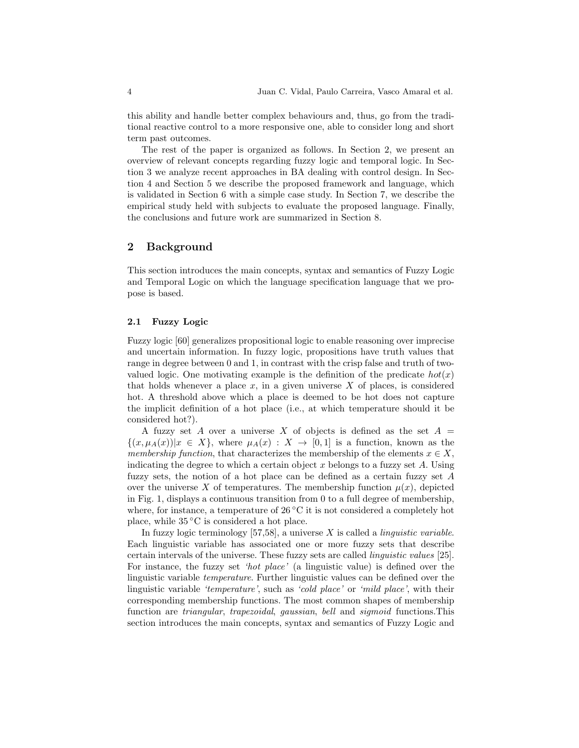this ability and handle better complex behaviours and, thus, go from the traditional reactive control to a more responsive one, able to consider long and short term past outcomes.

The rest of the paper is organized as follows. In Section 2, we present an overview of relevant concepts regarding fuzzy logic and temporal logic. In Section 3 we analyze recent approaches in BA dealing with control design. In Section 4 and Section 5 we describe the proposed framework and language, which is validated in Section 6 with a simple case study. In Section 7, we describe the empirical study held with subjects to evaluate the proposed language. Finally, the conclusions and future work are summarized in Section 8.

## 2 Background

This section introduces the main concepts, syntax and semantics of Fuzzy Logic and Temporal Logic on which the language specification language that we propose is based.

### 2.1 Fuzzy Logic

Fuzzy logic [60] generalizes propositional logic to enable reasoning over imprecise and uncertain information. In fuzzy logic, propositions have truth values that range in degree between 0 and 1, in contrast with the crisp false and truth of two-valued logic. One motivating example is the definition of the predicate $hot(x)$ that holds whenever a place $x$, in a given universe $X$ of places, is considered hot. A threshold above which a place is deemed to be hot does not capture the implicit definition of a hot place (i.e., at which temperature should it be considered hot?).

A fuzzy set $A$ over a universe $X$ of objects is defined as the set $A = \{(x, \mu_A(x)) | x \in X\}$, where $\mu_A(x) : X \to [0, 1]$ is a function, known as the *membership function*, that characterizes the membership of the elements $x \in X$, indicating the degree to which a certain object $x$ belongs to a fuzzy set $A$. Using fuzzy sets, the notion of a hot place can be defined as a certain fuzzy set $A$ over the universe $X$ of temperatures. The membership function $\mu(x)$, depicted in Fig. 1, displays a continuous transition from 0 to a full degree of membership, where, for instance, a temperature of 26 °C it is not considered a completely hot place, while 35 °C is considered a hot place.

In fuzzy logic terminology [57,58], a universe $X$ is called a *linguistic variable*. Each linguistic variable has associated one or more fuzzy sets that describe certain intervals of the universe. These fuzzy sets are called *linguistic values* [25]. For instance, the fuzzy set *'hot place'* (a linguistic value) is defined over the linguistic variable *temperature*. Further linguistic values can be defined over the linguistic variable *'temperature'*, such as *'cold place'* or *'mild place'*, with their corresponding membership functions. The most common shapes of membership function are *triangular*, *trapezoidal*, *gaussian*, *bell* and *sigmoid* functions.This section introduces the main concepts, syntax and semantics of Fuzzy Logic and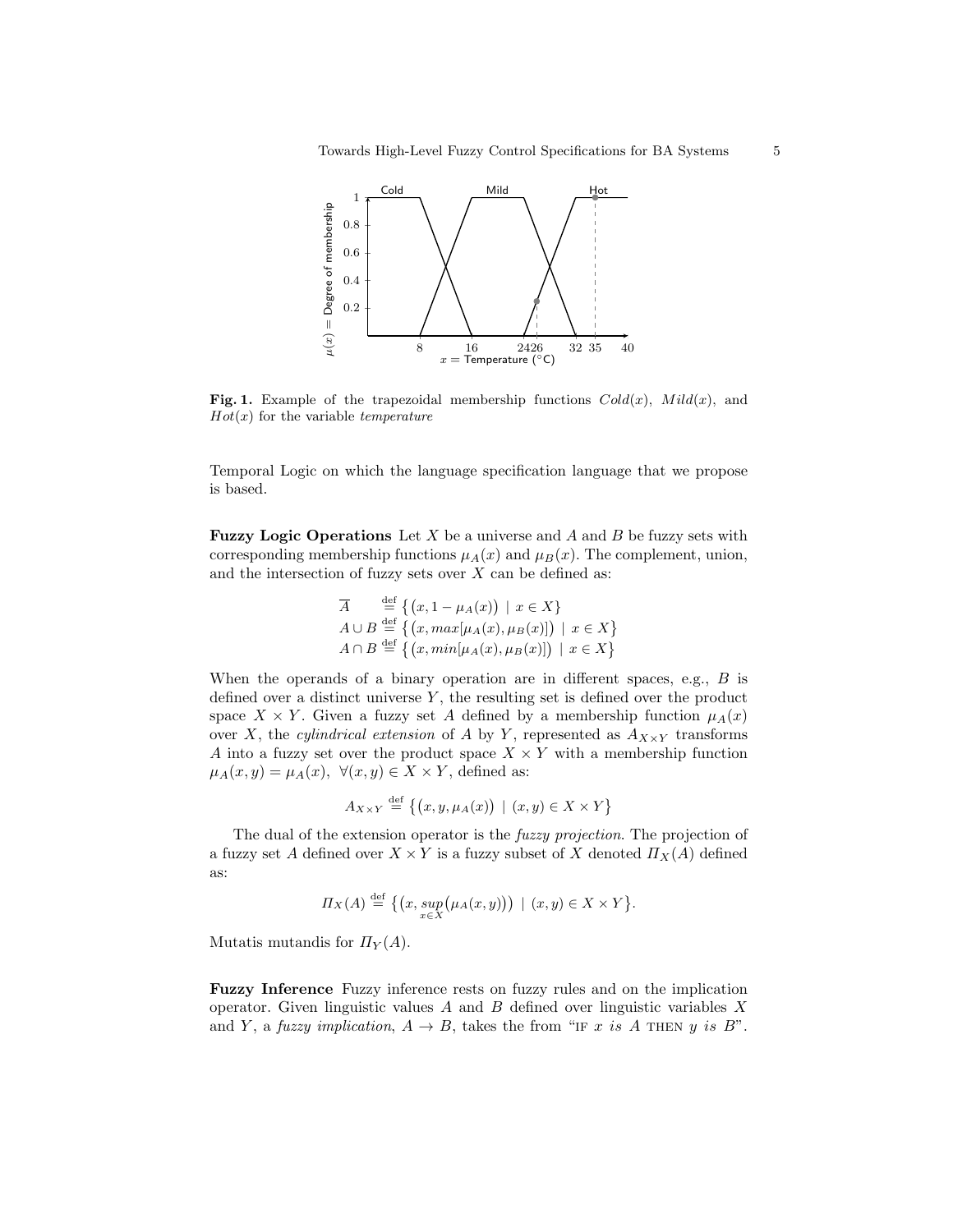**Fig. 1.** Example of the trapezoidal membership functions $Cold(x)$, $Mild(x)$, and $Hot(x)$ for the variable *temperature*

Temporal Logic on which the language specification language that we propose is based.

**Fuzzy Logic Operations** Let $X$ be a universe and $A$ and $B$ be fuzzy sets with corresponding membership functions $\mu_A(x)$ and $\mu_B(x)$. The complement, union, and the intersection of fuzzy sets over $X$ can be defined as:

$$\overline{A} \stackrel{\text{def}}{=} \{(x, 1 - \mu_A(x)) \mid x \in X\}$$
$$A \cup B \stackrel{\text{def}}{=} \{(x, max[\mu_A(x), \mu_B(x)]) \mid x \in X\}$$
$$A \cap B \stackrel{\text{def}}{=} \{(x, min[\mu_A(x), \mu_B(x)]) \mid x \in X\}$$

When the operands of a binary operation are in different spaces, e.g., $B$ is defined over a distinct universe $Y$, the resulting set is defined over the product space $X \times Y$. Given a fuzzy set $A$ defined by a membership function $\mu_A(x)$ over $X$, the *cylindrical extension* of $A$ by $Y$, represented as $A_{X \times Y}$ transforms $A$ into a fuzzy set over the product space $X \times Y$ with a membership function $\mu_A(x, y) = \mu_A(x), \ \forall (x, y) \in X \times Y$, defined as:

$$A_{X \times Y} \stackrel{\text{def}}{=} \{(x, y, \mu_A(x)) \mid (x, y) \in X \times Y\}$$

The dual of the extension operator is the *fuzzy projection*. The projection of a fuzzy set $A$ defined over $X \times Y$ is a fuzzy subset of $X$ denoted $\Pi_X(A)$ defined as:

$$\Pi_X(A) \stackrel{\text{def}}{=} \{(x, \sup_{x \in X}(\mu_A(x, y))) \mid (x, y) \in X \times Y\}.$$

Mutatis mutandis for $\Pi_Y(A)$.

**Fuzzy Inference** Fuzzy inference rests on fuzzy rules and on the implication operator. Given linguistic values $A$ and $B$ defined over linguistic variables $X$ and $Y$, a *fuzzy implication*, $A \to B$, takes the from "IF *x is A* THEN *y is B*".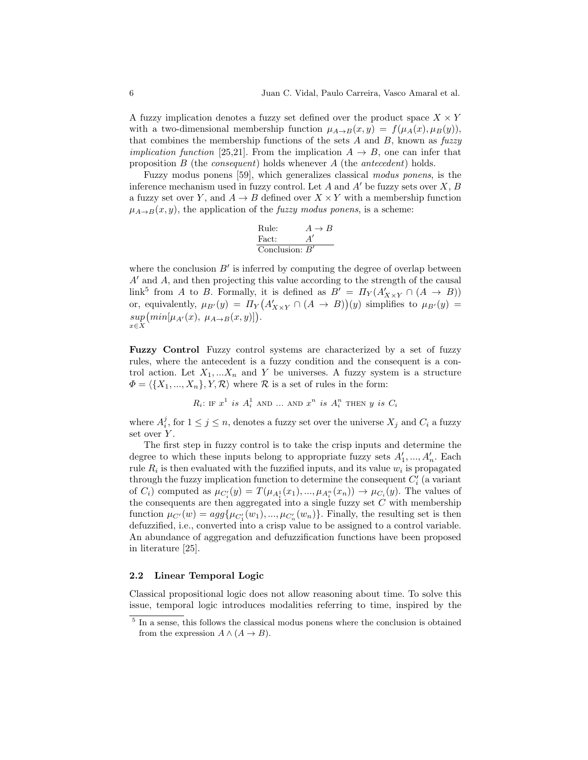A fuzzy implication denotes a fuzzy set defined over the product space $X \times Y$ with a two-dimensional membership function $\mu_{A \to B}(x, y) = f(\mu_A(x), \mu_B(y))$, that combines the membership functions of the sets $A$ and $B$, known as *fuzzy implication function* [25,21]. From the implication $A \to B$, one can infer that proposition $B$ (the *consequent*) holds whenever $A$ (the *antecedent*) holds.

Fuzzy modus ponens [59], which generalizes classical *modus ponens*, is the inference mechanism used in fuzzy control. Let $A$ and $A'$ be fuzzy sets over $X$, $B$ a fuzzy set over $Y$, and $A \to B$ defined over $X \times Y$ with a membership function $\mu_{A \to B}(x, y)$, the application of the *fuzzy modus ponens*, is a scheme:

$$\begin{array}{ll} \text{Rule:} & A \to B \\ \text{Fact:} & A' \\ \hline \text{Conclusion:} & B' \end{array}$$

where the conclusion $B'$ is inferred by computing the degree of overlap between $A'$ and $A$, and then projecting this value according to the strength of the causal link[5] from $A$ to $B$. Formally, it is defined as $B' = \Pi_Y(A'_{X \times Y} \cap (A \to B))$ or, equivalently, $\mu_{B'}(y) = \Pi_Y\big(A'_{X \times Y} \cap (A \to B)\big)(y)$ simplifies to $\mu_{B'}(y) = \sup_{x \in X}\big(min[\mu_{A'}(x),\ \mu_{A \to B}(x, y)]\big)$.

**Fuzzy Control** Fuzzy control systems are characterized by a set of fuzzy rules, where the antecedent is a fuzzy condition and the consequent is a control action. Let $X_1, ...X_n$ and $Y$ be universes. A fuzzy system is a structure $\Phi = \langle \{X_1, ..., X_n\}, Y, \mathcal{R} \rangle$ where $\mathcal{R}$ is a set of rules in the form:

$$R_i\text{: IF } x^1 \ is\ A_i^1 \text{ AND } \dots \text{ AND } x^n \ is\ A_i^n \text{ THEN } y \ is\ C_i$$

where $A_i^j$, for $1 \leq j \leq n$, denotes a fuzzy set over the universe $X_j$ and $C_i$ a fuzzy set over $Y$.

The first step in fuzzy control is to take the crisp inputs and determine the degree to which these inputs belong to appropriate fuzzy sets $A'_1, ..., A'_n$. Each rule $R_i$ is then evaluated with the fuzzified inputs, and its value $w_i$ is propagated through the fuzzy implication function to determine the consequent $C'_i$ (a variant of $C_i$) computed as $\mu_{C'_i}(y) = T(\mu_{A_i^1}(x_1), ..., \mu_{A_i^n}(x_n)) \to \mu_{C_i}(y)$. The values of the consequents are then aggregated into a single fuzzy set $C$ with membership function $\mu_{C'}(w) = agg\{\mu_{C'_1}(w_1), ..., \mu_{C'_n}(w_n)\}$. Finally, the resulting set is then defuzzified, i.e., converted into a crisp value to be assigned to a control variable. An abundance of aggregation and defuzzification functions have been proposed in literature [25].

### 2.2 Linear Temporal Logic

Classical propositional logic does not allow reasoning about time. To solve this issue, temporal logic introduces modalities referring to time, inspired by the

[5] In a sense, this follows the classical modus ponens where the conclusion is obtained from the expression $A \wedge (A \to B)$.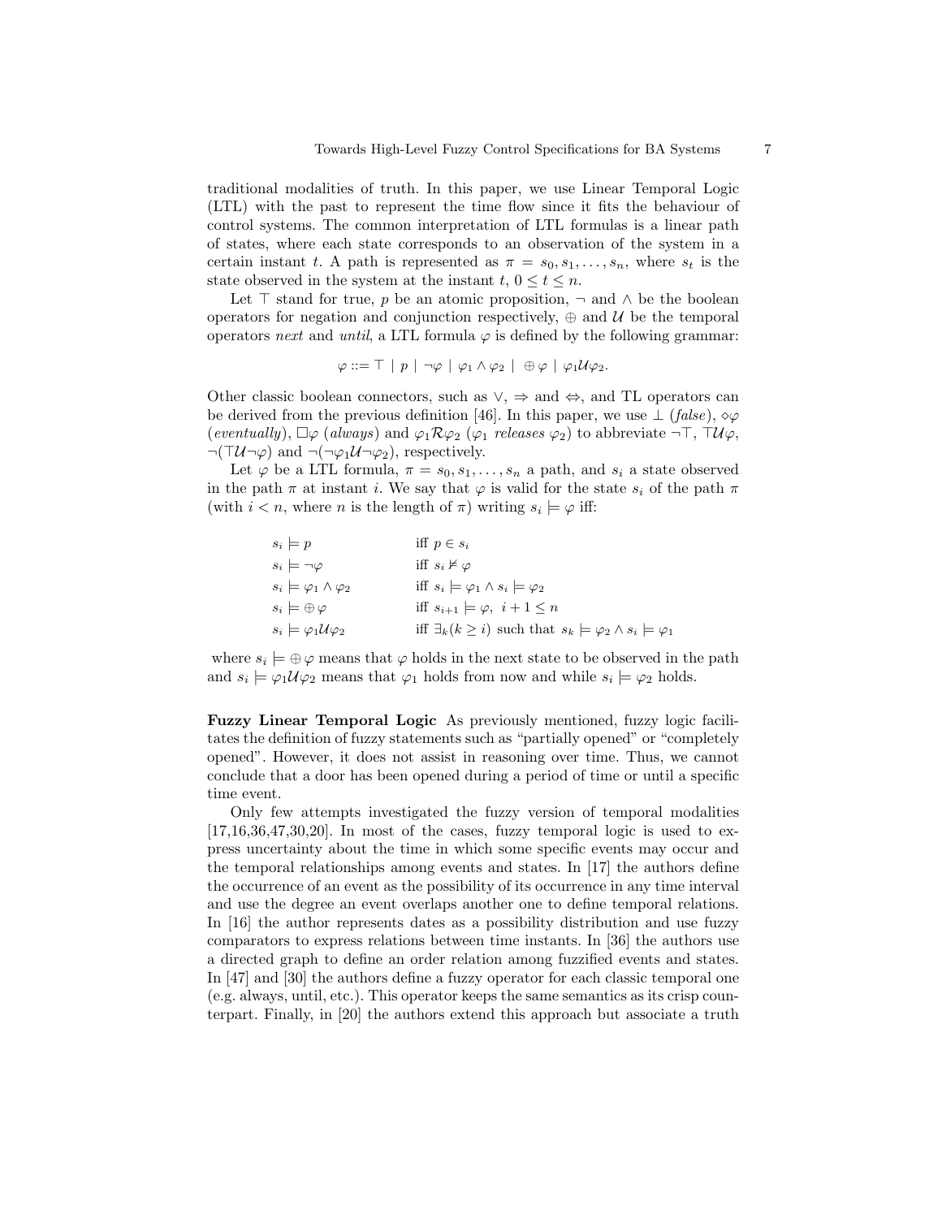traditional modalities of truth. In this paper, we use Linear Temporal Logic (LTL) with the past to represent the time flow since it fits the behaviour of control systems. The common interpretation of LTL formulas is a linear path of states, where each state corresponds to an observation of the system in a certain instant $t$. A path is represented as $\pi = s_0, s_1, \ldots, s_n$, where $s_t$ is the state observed in the system at the instant $t$, $0 \leq t \leq n$.

Let $\top$ stand for true, $p$ be an atomic proposition, $\neg$ and $\wedge$ be the boolean operators for negation and conjunction respectively, $\oplus$ and $\mathcal{U}$ be the temporal operators *next* and *until*, a LTL formula $\varphi$ is defined by the following grammar:

$$\varphi ::= \top \mid p \mid \neg\varphi \mid \varphi_1 \wedge \varphi_2 \mid \oplus\varphi \mid \varphi_1 \mathcal{U} \varphi_2.$$

Other classic boolean connectors, such as $\vee$, $\Rightarrow$ and $\Leftrightarrow$, and TL operators can be derived from the previous definition [46]. In this paper, we use $\bot$ (*false*), $\diamond\varphi$ (*eventually*), $\Box\varphi$ (*always*) and $\varphi_1 \mathcal{R} \varphi_2$ ($\varphi_1$ *releases* $\varphi_2$) to abbreviate $\neg\top$, $\top\mathcal{U}\varphi$, $\neg(\top\mathcal{U}\neg\varphi)$ and $\neg(\neg\varphi_1\mathcal{U}\neg\varphi_2)$, respectively.

Let $\varphi$ be a LTL formula, $\pi = s_0, s_1, \ldots, s_n$ a path, and $s_i$ a state observed in the path $\pi$ at instant $i$. We say that $\varphi$ is valid for the state $s_i$ of the path $\pi$ (with $i < n$, where $n$ is the length of $\pi$) writing $s_i \models \varphi$ iff:

$$
\begin{array}{ll}
s_i \models p & \text{iff } p \in s_i \\
s_i \models \neg\varphi & \text{iff } s_i \not\models \varphi \\
s_i \models \varphi_1 \wedge \varphi_2 & \text{iff } s_i \models \varphi_1 \wedge s_i \models \varphi_2 \\
s_i \models \oplus\varphi & \text{iff } s_{i+1} \models \varphi,\ i+1 \leq n \\
s_i \models \varphi_1 \mathcal{U} \varphi_2 & \text{iff } \exists_k (k \geq i) \text{ such that } s_k \models \varphi_2 \wedge s_i \models \varphi_1
\end{array}
$$

where $s_i \models \oplus\varphi$ means that $\varphi$ holds in the next state to be observed in the path and $s_i \models \varphi_1 \mathcal{U} \varphi_2$ means that $\varphi_1$ holds from now and while $s_i \models \varphi_2$ holds.

**Fuzzy Linear Temporal Logic** As previously mentioned, fuzzy logic facilitates the definition of fuzzy statements such as "partially opened" or "completely opened". However, it does not assist in reasoning over time. Thus, we cannot conclude that a door has been opened during a period of time or until a specific time event.

Only few attempts investigated the fuzzy version of temporal modalities [17,16,36,47,30,20]. In most of the cases, fuzzy temporal logic is used to express uncertainty about the time in which some specific events may occur and the temporal relationships among events and states. In [17] the authors define the occurrence of an event as the possibility of its occurrence in any time interval and use the degree an event overlaps another one to define temporal relations. In [16] the author represents dates as a possibility distribution and use fuzzy comparators to express relations between time instants. In [36] the authors use a directed graph to define an order relation among fuzzified events and states. In [47] and [30] the authors define a fuzzy operator for each classic temporal one (e.g. always, until, etc.). This operator keeps the same semantics as its crisp counterpart. Finally, in [20] the authors extend this approach but associate a truth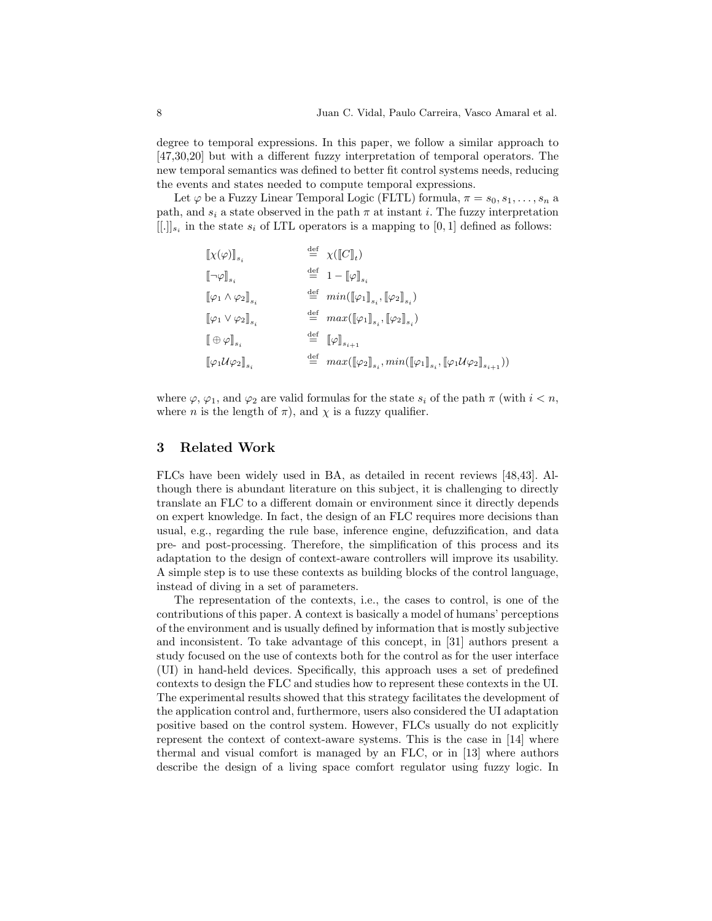degree to temporal expressions. In this paper, we follow a similar approach to [47,30,20] but with a different fuzzy interpretation of temporal operators. The new temporal semantics was defined to better fit control systems needs, reducing the events and states needed to compute temporal expressions.

Let $\varphi$ be a Fuzzy Linear Temporal Logic (FLTL) formula, $\pi = s_0, s_1, \ldots, s_n$ a path, and $s_i$ a state observed in the path $\pi$ at instant $i$. The fuzzy interpretation $[[.]]_{s_i}$ in the state $s_i$ of LTL operators is a mapping to $[0, 1]$ defined as follows:

$$
\begin{aligned}
[\![\chi(\varphi)]\!]_{s_i} &\stackrel{\text{def}}{=} \chi([\![C]\!]_t) \\
[\![\neg\varphi]\!]_{s_i} &\stackrel{\text{def}}{=} 1 - [\![\varphi]\!]_{s_i} \\
[\![\varphi_1 \wedge \varphi_2]\!]_{s_i} &\stackrel{\text{def}}{=} min([\![\varphi_1]\!]_{s_i}, [\![\varphi_2]\!]_{s_i}) \\
[\![\varphi_1 \vee \varphi_2]\!]_{s_i} &\stackrel{\text{def}}{=} max([\![\varphi_1]\!]_{s_i}, [\![\varphi_2]\!]_{s_i}) \\
[\![\oplus\varphi]\!]_{s_i} &\stackrel{\text{def}}{=} [\![\varphi]\!]_{s_{i+1}} \\
[\![\varphi_1 \mathcal{U} \varphi_2]\!]_{s_i} &\stackrel{\text{def}}{=} max([\![\varphi_2]\!]_{s_i}, min([\![\varphi_1]\!]_{s_i}, [\![\varphi_1 \mathcal{U} \varphi_2]\!]_{s_{i+1}}))
\end{aligned}
$$

where $\varphi$, $\varphi_1$, and $\varphi_2$ are valid formulas for the state $s_i$ of the path $\pi$ (with $i < n$, where $n$ is the length of $\pi$), and $\chi$ is a fuzzy qualifier.

## 3 Related Work

FLCs have been widely used in BA, as detailed in recent reviews [48,43]. Although there is abundant literature on this subject, it is challenging to directly translate an FLC to a different domain or environment since it directly depends on expert knowledge. In fact, the design of an FLC requires more decisions than usual, e.g., regarding the rule base, inference engine, defuzzification, and data pre- and post-processing. Therefore, the simplification of this process and its adaptation to the design of context-aware controllers will improve its usability. A simple step is to use these contexts as building blocks of the control language, instead of diving in a set of parameters.

The representation of the contexts, i.e., the cases to control, is one of the contributions of this paper. A context is basically a model of humans' perceptions of the environment and is usually defined by information that is mostly subjective and inconsistent. To take advantage of this concept, in [31] authors present a study focused on the use of contexts both for the control as for the user interface (UI) in hand-held devices. Specifically, this approach uses a set of predefined contexts to design the FLC and studies how to represent these contexts in the UI. The experimental results showed that this strategy facilitates the development of the application control and, furthermore, users also considered the UI adaptation positive based on the control system. However, FLCs usually do not explicitly represent the context of context-aware systems. This is the case in [14] where thermal and visual comfort is managed by an FLC, or in [13] where authors describe the design of a living space comfort regulator using fuzzy logic. In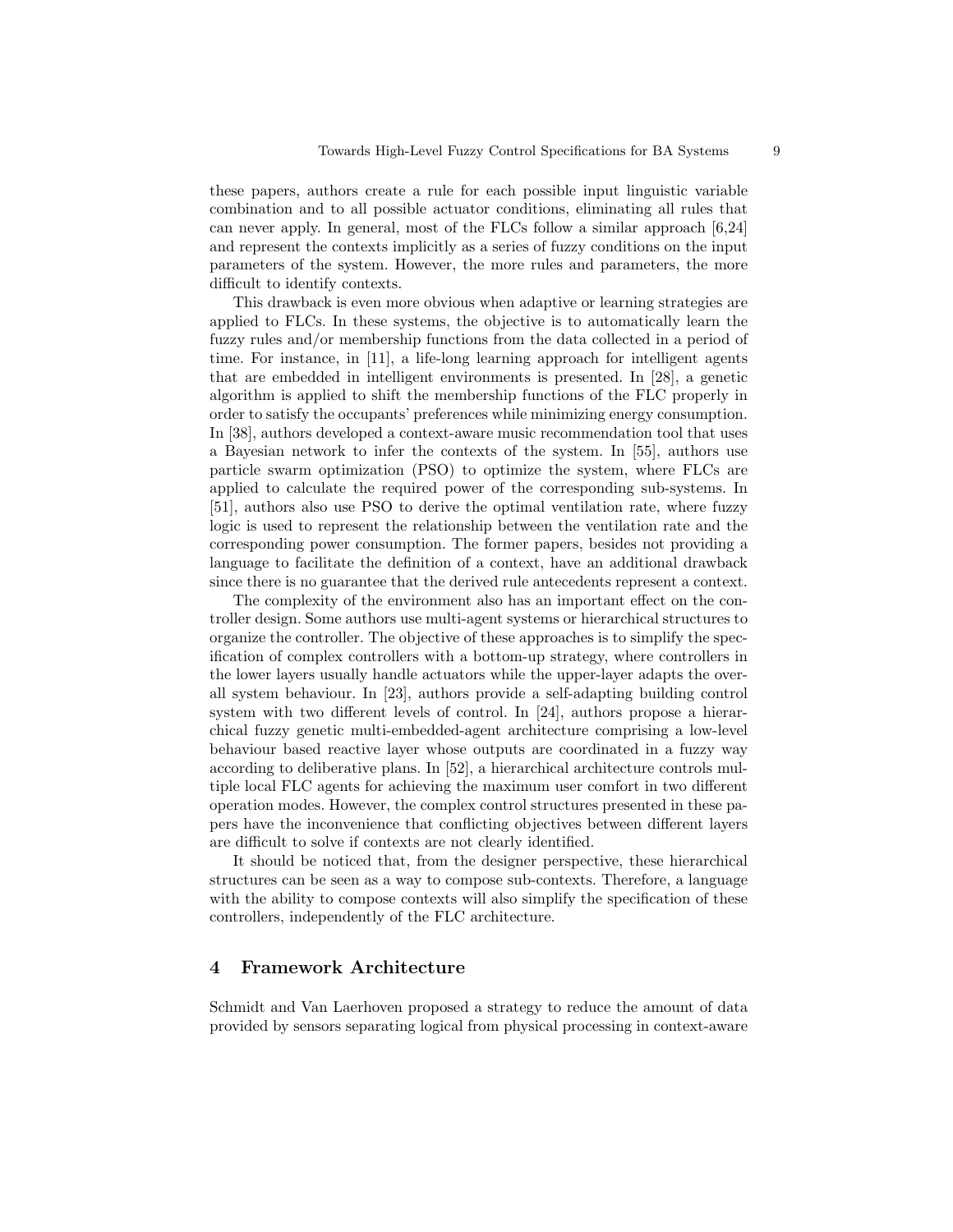these papers, authors create a rule for each possible input linguistic variable combination and to all possible actuator conditions, eliminating all rules that can never apply. In general, most of the FLCs follow a similar approach [6,24] and represent the contexts implicitly as a series of fuzzy conditions on the input parameters of the system. However, the more rules and parameters, the more difficult to identify contexts.

This drawback is even more obvious when adaptive or learning strategies are applied to FLCs. In these systems, the objective is to automatically learn the fuzzy rules and/or membership functions from the data collected in a period of time. For instance, in [11], a life-long learning approach for intelligent agents that are embedded in intelligent environments is presented. In [28], a genetic algorithm is applied to shift the membership functions of the FLC properly in order to satisfy the occupants' preferences while minimizing energy consumption. In [38], authors developed a context-aware music recommendation tool that uses a Bayesian network to infer the contexts of the system. In [55], authors use particle swarm optimization (PSO) to optimize the system, where FLCs are applied to calculate the required power of the corresponding sub-systems. In [51], authors also use PSO to derive the optimal ventilation rate, where fuzzy logic is used to represent the relationship between the ventilation rate and the corresponding power consumption. The former papers, besides not providing a language to facilitate the definition of a context, have an additional drawback since there is no guarantee that the derived rule antecedents represent a context.

The complexity of the environment also has an important effect on the controller design. Some authors use multi-agent systems or hierarchical structures to organize the controller. The objective of these approaches is to simplify the specification of complex controllers with a bottom-up strategy, where controllers in the lower layers usually handle actuators while the upper-layer adapts the overall system behaviour. In [23], authors provide a self-adapting building control system with two different levels of control. In [24], authors propose a hierarchical fuzzy genetic multi-embedded-agent architecture comprising a low-level behaviour based reactive layer whose outputs are coordinated in a fuzzy way according to deliberative plans. In [52], a hierarchical architecture controls multiple local FLC agents for achieving the maximum user comfort in two different operation modes. However, the complex control structures presented in these papers have the inconvenience that conflicting objectives between different layers are difficult to solve if contexts are not clearly identified.

It should be noticed that, from the designer perspective, these hierarchical structures can be seen as a way to compose sub-contexts. Therefore, a language with the ability to compose contexts will also simplify the specification of these controllers, independently of the FLC architecture.

## 4 Framework Architecture

Schmidt and Van Laerhoven proposed a strategy to reduce the amount of data provided by sensors separating logical from physical processing in context-aware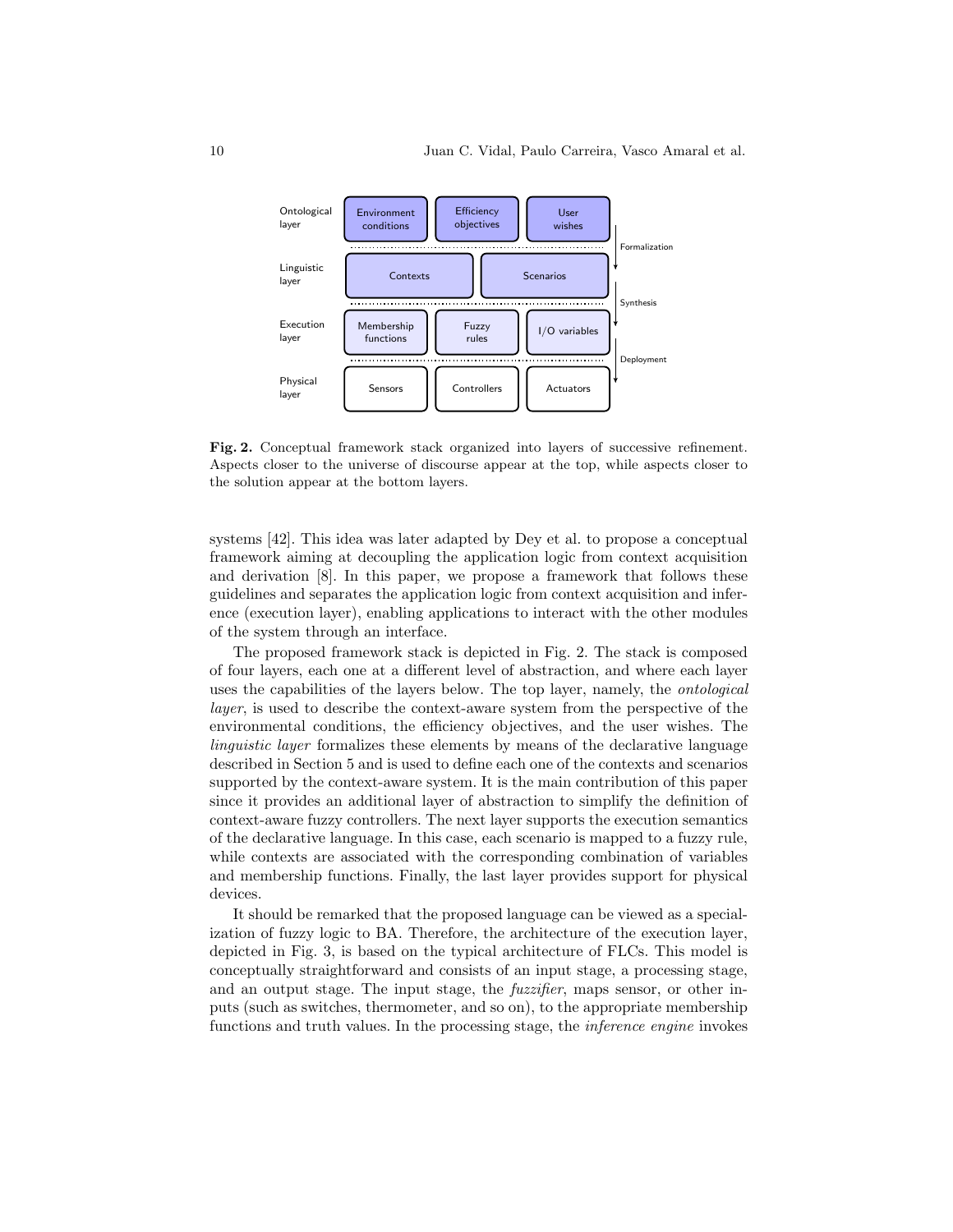**Fig. 2.** Conceptual framework stack organized into layers of successive refinement. Aspects closer to the universe of discourse appear at the top, while aspects closer to the solution appear at the bottom layers.

systems [42]. This idea was later adapted by Dey et al. to propose a conceptual framework aiming at decoupling the application logic from context acquisition and derivation [8]. In this paper, we propose a framework that follows these guidelines and separates the application logic from context acquisition and inference (execution layer), enabling applications to interact with the other modules of the system through an interface.

The proposed framework stack is depicted in Fig. 2. The stack is composed of four layers, each one at a different level of abstraction, and where each layer uses the capabilities of the layers below. The top layer, namely, the *ontological layer*, is used to describe the context-aware system from the perspective of the environmental conditions, the efficiency objectives, and the user wishes. The *linguistic layer* formalizes these elements by means of the declarative language described in Section 5 and is used to define each one of the contexts and scenarios supported by the context-aware system. It is the main contribution of this paper since it provides an additional layer of abstraction to simplify the definition of context-aware fuzzy controllers. The next layer supports the execution semantics of the declarative language. In this case, each scenario is mapped to a fuzzy rule, while contexts are associated with the corresponding combination of variables and membership functions. Finally, the last layer provides support for physical devices.

It should be remarked that the proposed language can be viewed as a specialization of fuzzy logic to BA. Therefore, the architecture of the execution layer, depicted in Fig. 3, is based on the typical architecture of FLCs. This model is conceptually straightforward and consists of an input stage, a processing stage, and an output stage. The input stage, the *fuzzifier*, maps sensor, or other inputs (such as switches, thermometer, and so on), to the appropriate membership functions and truth values. In the processing stage, the *inference engine* invokes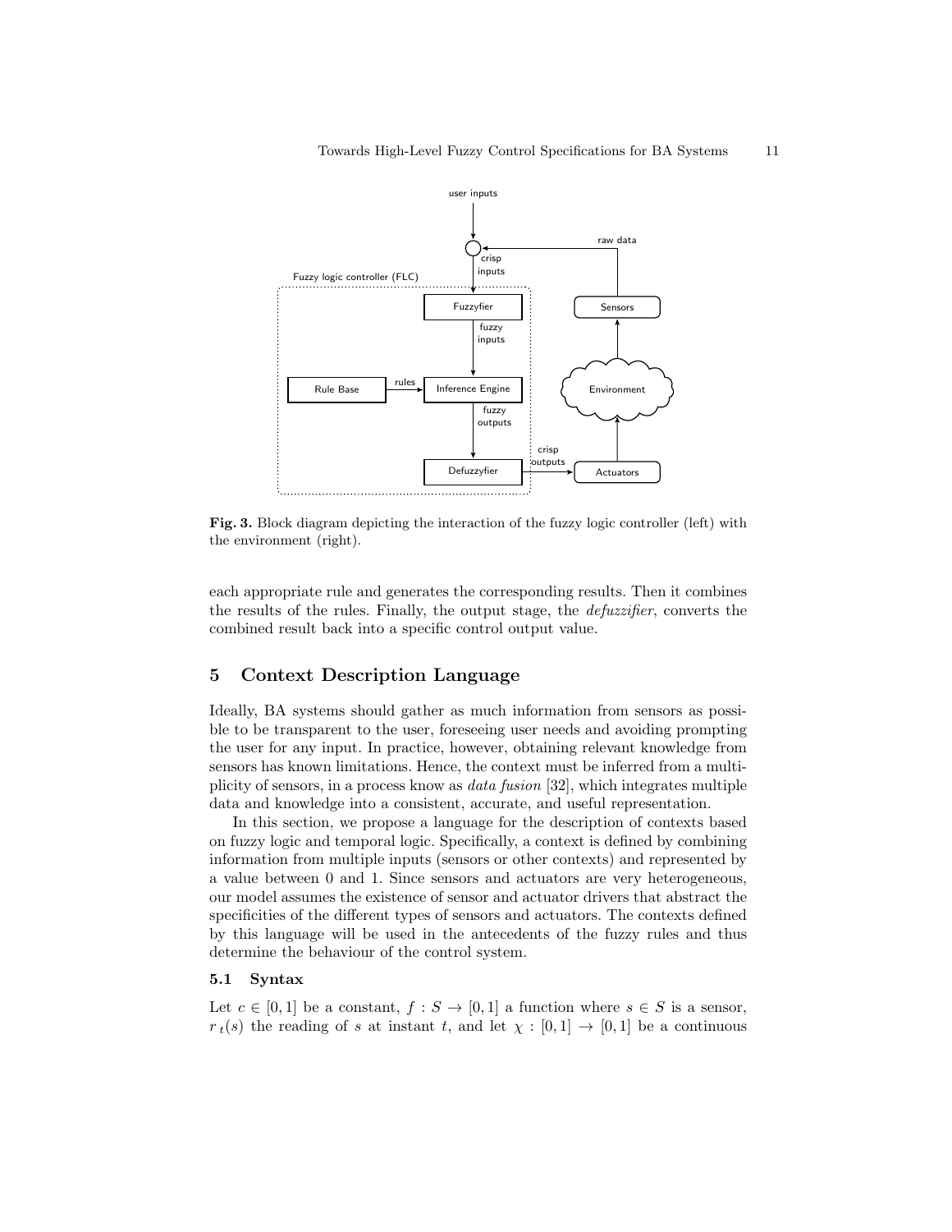**Fig. 3.** Block diagram depicting the interaction of the fuzzy logic controller (left) with the environment (right).

each appropriate rule and generates the corresponding results. Then it combines the results of the rules. Finally, the output stage, the *defuzzifier*, converts the combined result back into a specific control output value.

## 5 Context Description Language

Ideally, BA systems should gather as much information from sensors as possible to be transparent to the user, foreseeing user needs and avoiding prompting the user for any input. In practice, however, obtaining relevant knowledge from sensors has known limitations. Hence, the context must be inferred from a multiplicity of sensors, in a process know as *data fusion* [32], which integrates multiple data and knowledge into a consistent, accurate, and useful representation.

In this section, we propose a language for the description of contexts based on fuzzy logic and temporal logic. Specifically, a context is defined by combining information from multiple inputs (sensors or other contexts) and represented by a value between 0 and 1. Since sensors and actuators are very heterogeneous, our model assumes the existence of sensor and actuator drivers that abstract the specificities of the different types of sensors and actuators. The contexts defined by this language will be used in the antecedents of the fuzzy rules and thus determine the behaviour of the control system.

### 5.1 Syntax

Let $c \in [0, 1]$ be a constant, $f : S \to [0, 1]$ a function where $s \in S$ is a sensor, $r_t(s)$ the reading of $s$ at instant $t$, and let $\chi : [0, 1] \to [0, 1]$ be a continuous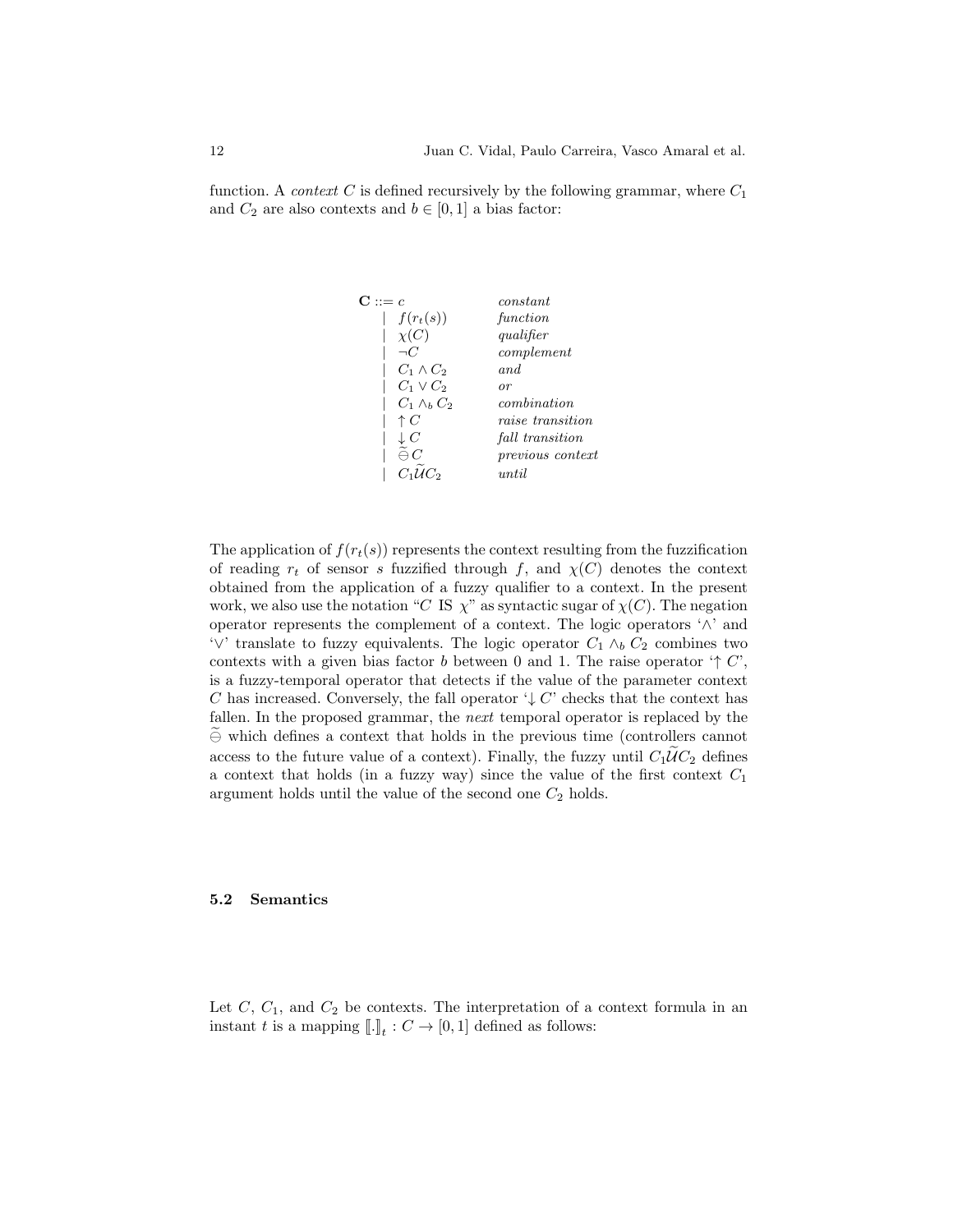function. A *context* $C$ is defined recursively by the following grammar, where $C_1$ and $C_2$ are also contexts and $b \in [0, 1]$ a bias factor:

$$
\begin{array}{lll}
\mathbf{C} ::= & c & \textit{constant} \\
| & f(r_t(s)) & \textit{function} \\
| & \chi(C) & \textit{qualifier} \\
| & \neg C & \textit{complement} \\
| & C_1 \wedge C_2 & \textit{and} \\
| & C_1 \vee C_2 & \textit{or} \\
| & C_1 \wedge_b C_2 & \textit{combination} \\
| & \uparrow C & \textit{raise transition} \\
| & \downarrow C & \textit{fall transition} \\
| & \widetilde{\ominus}\, C & \textit{previous context} \\
| & C_1 \widetilde{\mathcal{U}} C_2 & \textit{until}
\end{array}
$$

The application of $f(r_t(s))$ represents the context resulting from the fuzzification of reading $r_t$ of sensor $s$ fuzzified through $f$, and $\chi(C)$ denotes the context obtained from the application of a fuzzy qualifier to a context. In the present work, we also use the notation "$C$ IS $\chi$" as syntactic sugar of $\chi(C)$. The negation operator represents the complement of a context. The logic operators '$\wedge$' and '$\vee$' translate to fuzzy equivalents. The logic operator $C_1 \wedge_b C_2$ combines two contexts with a given bias factor $b$ between 0 and 1. The raise operator '$\uparrow C$', is a fuzzy-temporal operator that detects if the value of the parameter context $C$ has increased. Conversely, the fall operator '$\downarrow C$' checks that the context has fallen. In the proposed grammar, the *next* temporal operator is replaced by the $\widetilde{\ominus}$ which defines a context that holds in the previous time (controllers cannot access to the future value of a context). Finally, the fuzzy until $C_1 \widetilde{\mathcal{U}} C_2$ defines a context that holds (in a fuzzy way) since the value of the first context $C_1$ argument holds until the value of the second one $C_2$ holds.

### 5.2 Semantics

Let $C$, $C_1$, and $C_2$ be contexts. The interpretation of a context formula in an instant $t$ is a mapping $[\![.]\!]_t : C \rightarrow [0, 1]$ defined as follows: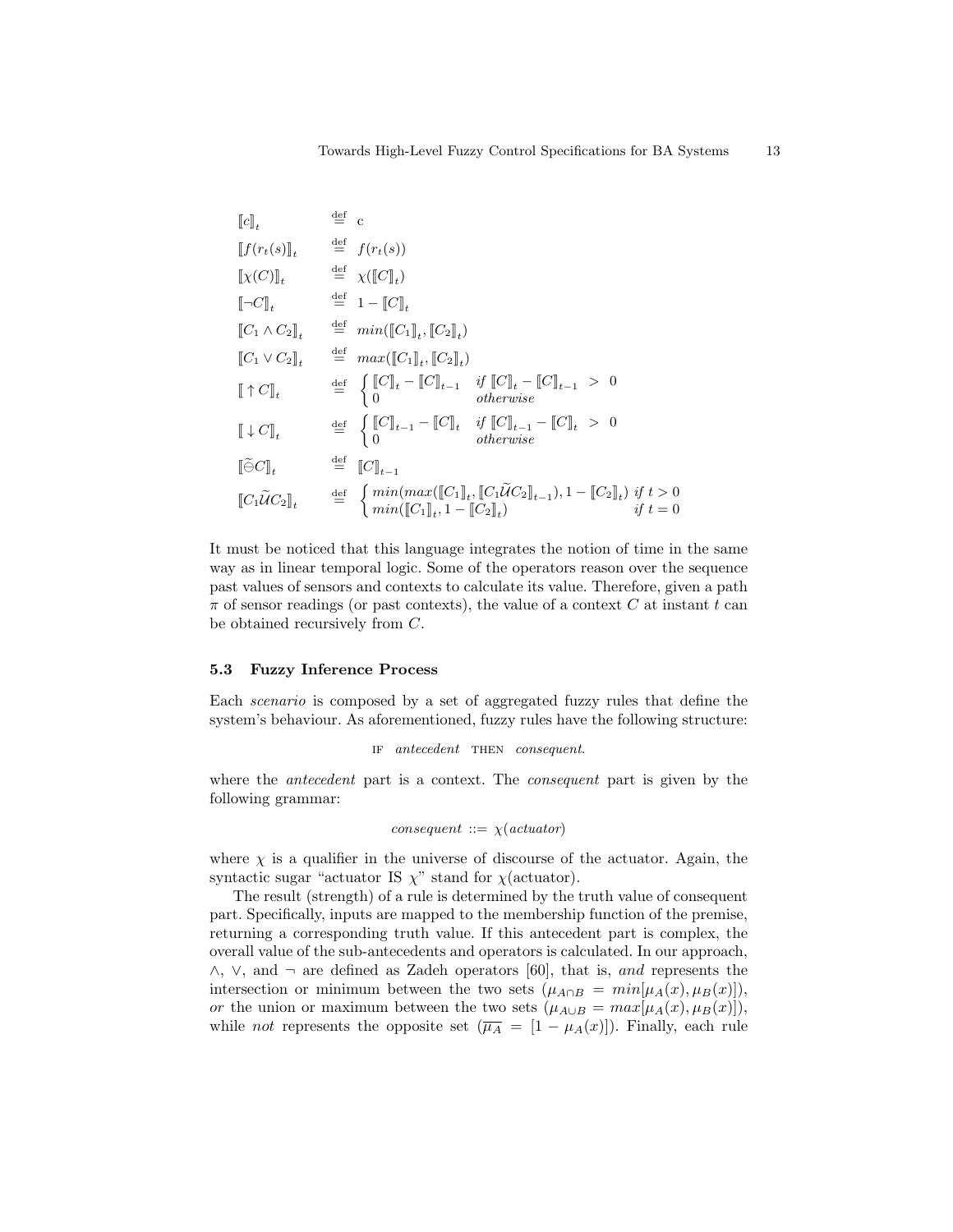$$
\begin{array}{ll}
[\![c]\!]_t & \stackrel{\text{def}}{=} \ c \\
[\![f(r_t(s)]\!]_t & \stackrel{\text{def}}{=} \ f(r_t(s)) \\
[\![\chi(C)]\!]_t & \stackrel{\text{def}}{=} \ \chi([\![C]\!]_t) \\
[\![\neg C]\!]_t & \stackrel{\text{def}}{=} \ 1 - [\![C]\!]_t \\
[\![C_1 \wedge C_2]\!]_t & \stackrel{\text{def}}{=} \ min([\![C_1]\!]_t, [\![C_2]\!]_t) \\
[\![C_1 \vee C_2]\!]_t & \stackrel{\text{def}}{=} \ max([\![C_1]\!]_t, [\![C_2]\!]_t) \\
[\![\uparrow C]\!]_t & \stackrel{\text{def}}{=} \ \begin{cases} [\![C]\!]_t - [\![C]\!]_{t-1} & if \ [\![C]\!]_t - [\![C]\!]_{t-1} \ > \ 0 \\ 0 & otherwise \end{cases} \\
[\![\downarrow C]\!]_t & \stackrel{\text{def}}{=} \ \begin{cases} [\![C]\!]_{t-1} - [\![C]\!]_t & if \ [\![C]\!]_{t-1} - [\![C]\!]_t \ > \ 0 \\ 0 & otherwise \end{cases} \\
[\![\widetilde{\ominus} C]\!]_t & \stackrel{\text{def}}{=} \ [\![C]\!]_{t-1} \\
[\![C_1 \widetilde{\mathcal{U}} C_2]\!]_t & \stackrel{\text{def}}{=} \ \begin{cases} min(max([\![C_1]\!]_t, [\![C_1 \widetilde{\mathcal{U}} C_2]\!]_{t-1}), 1 - [\![C_2]\!]_t) & if \ t > 0 \\ min([\![C_1]\!]_t, 1 - [\![C_2]\!]_t) & if \ t = 0 \end{cases}
\end{array}
$$

It must be noticed that this language integrates the notion of time in the same way as in linear temporal logic. Some of the operators reason over the sequence past values of sensors and contexts to calculate its value. Therefore, given a path $\pi$ of sensor readings (or past contexts), the value of a context $C$ at instant $t$ can be obtained recursively from $C$.

### 5.3 Fuzzy Inference Process

Each *scenario* is composed by a set of aggregated fuzzy rules that define the system's behaviour. As aforementioned, fuzzy rules have the following structure:

IF *antecedent* THEN *consequent*.

where the *antecedent* part is a context. The *consequent* part is given by the following grammar:

$$consequent ::= \chi(actuator)$$

where $\chi$ is a qualifier in the universe of discourse of the actuator. Again, the syntactic sugar "actuator IS $\chi$" stand for $\chi$(actuator).

The result (strength) of a rule is determined by the truth value of consequent part. Specifically, inputs are mapped to the membership function of the premise, returning a corresponding truth value. If this antecedent part is complex, the overall value of the sub-antecedents and operators is calculated. In our approach, $\wedge$, $\vee$, and $\neg$ are defined as Zadeh operators [60], that is, *and* represents the intersection or minimum between the two sets ($\mu_{A \cap B} = min[\mu_A(x), \mu_B(x)]$), *or* the union or maximum between the two sets ($\mu_{A \cup B} = max[\mu_A(x), \mu_B(x)]$), while *not* represents the opposite set ($\overline{\mu_A} = [1 - \mu_A(x)]$). Finally, each rule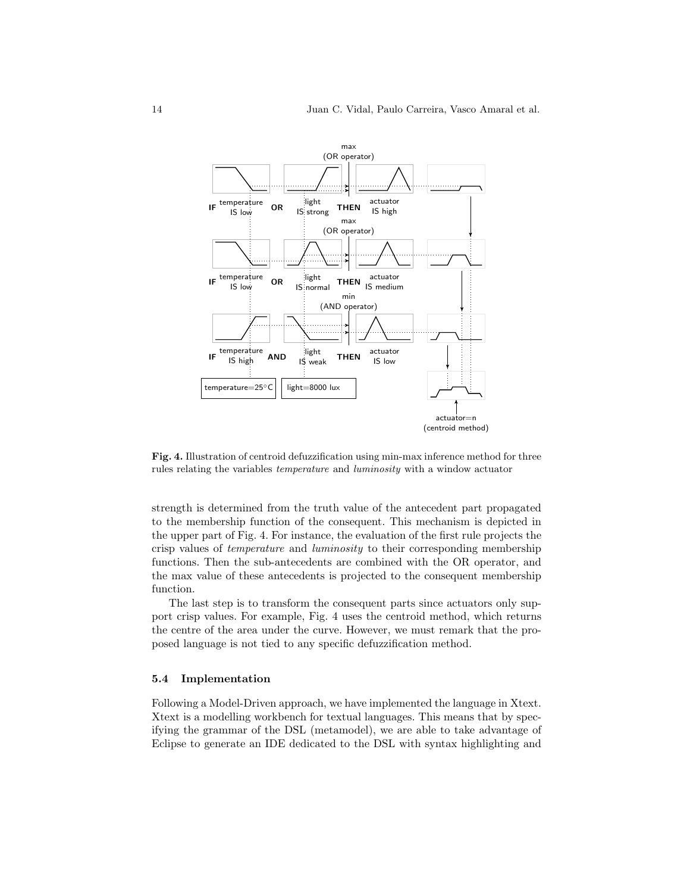IF temperature IS low OR light IS strong THEN actuator IS high

IF temperature IS low OR light IS normal THEN actuator IS medium

IF temperature IS high AND light IS weak THEN actuator IS low

max (OR operator)

max (OR operator)

min (AND operator)

temperature=25°C

light=8000 lux

actuator=n (centroid method)

**Fig. 4.** Illustration of centroid defuzzification using min-max inference method for three rules relating the variables *temperature* and *luminosity* with a window actuator

strength is determined from the truth value of the antecedent part propagated to the membership function of the consequent. This mechanism is depicted in the upper part of Fig. 4. For instance, the evaluation of the first rule projects the crisp values of *temperature* and *luminosity* to their corresponding membership functions. Then the sub-antecedents are combined with the OR operator, and the max value of these antecedents is projected to the consequent membership function.

The last step is to transform the consequent parts since actuators only support crisp values. For example, Fig. 4 uses the centroid method, which returns the centre of the area under the curve. However, we must remark that the proposed language is not tied to any specific defuzzification method.

### 5.4 Implementation

Following a Model-Driven approach, we have implemented the language in Xtext. Xtext is a modelling workbench for textual languages. This means that by specifying the grammar of the DSL (metamodel), we are able to take advantage of Eclipse to generate an IDE dedicated to the DSL with syntax highlighting and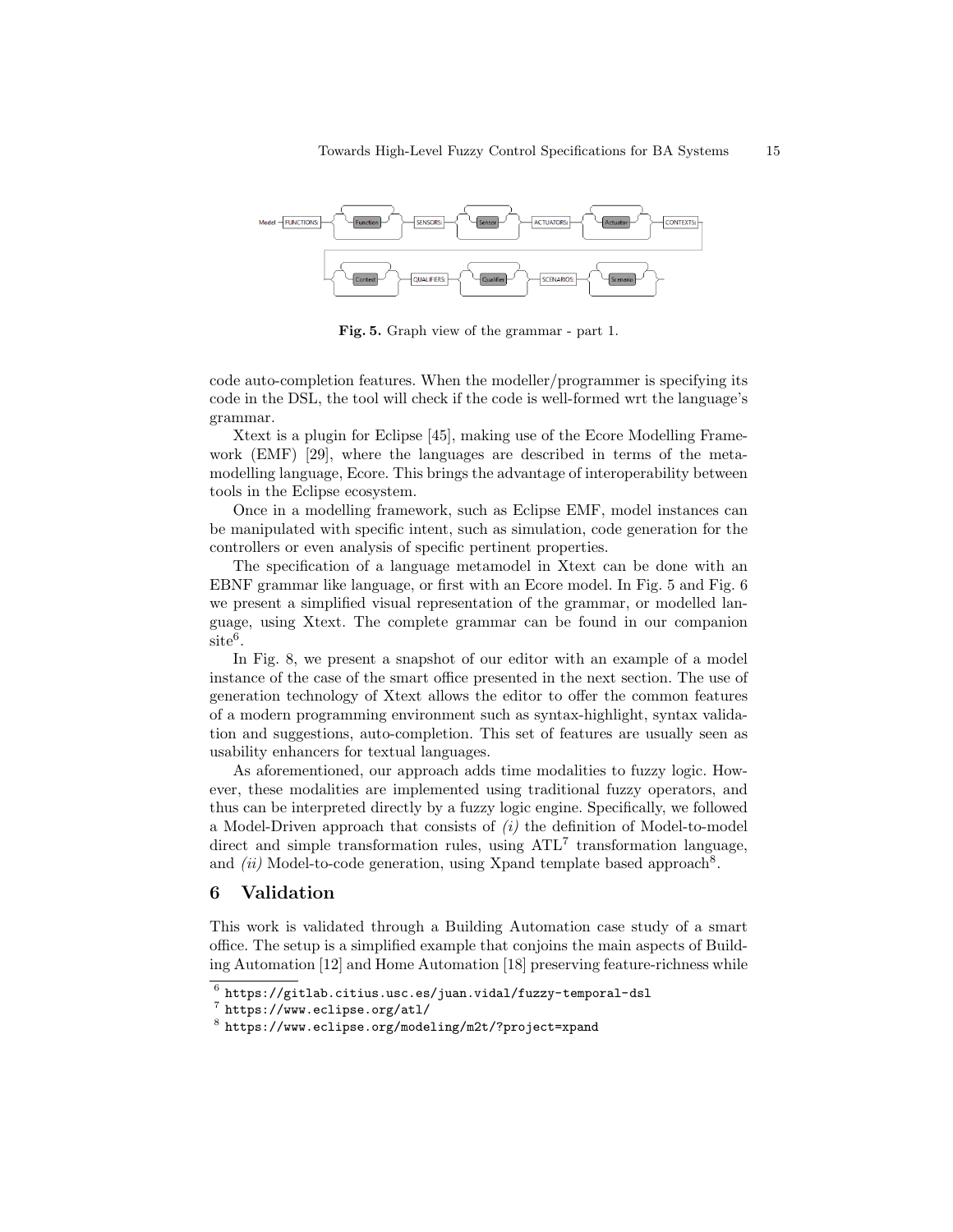Fig. 5. Graph view of the grammar - part 1.

code auto-completion features. When the modeller/programmer is specifying its code in the DSL, the tool will check if the code is well-formed wrt the language's grammar.

Xtext is a plugin for Eclipse [45], making use of the Ecore Modelling Framework (EMF) [29], where the languages are described in terms of the metamodelling language, Ecore. This brings the advantage of interoperability between tools in the Eclipse ecosystem.

Once in a modelling framework, such as Eclipse EMF, model instances can be manipulated with specific intent, such as simulation, code generation for the controllers or even analysis of specific pertinent properties.

The specification of a language metamodel in Xtext can be done with an EBNF grammar like language, or first with an Ecore model. In Fig. 5 and Fig. 6 we present a simplified visual representation of the grammar, or modelled language, using Xtext. The complete grammar can be found in our companion site[6].

In Fig. 8, we present a snapshot of our editor with an example of a model instance of the case of the smart office presented in the next section. The use of generation technology of Xtext allows the editor to offer the common features of a modern programming environment such as syntax-highlight, syntax validation and suggestions, auto-completion. This set of features are usually seen as usability enhancers for textual languages.

As aforementioned, our approach adds time modalities to fuzzy logic. However, these modalities are implemented using traditional fuzzy operators, and thus can be interpreted directly by a fuzzy logic engine. Specifically, we followed a Model-Driven approach that consists of *(i)* the definition of Model-to-model direct and simple transformation rules, using ATL[7] transformation language, and *(ii)* Model-to-code generation, using Xpand template based approach[8].

## 6 Validation

This work is validated through a Building Automation case study of a smart office. The setup is a simplified example that conjoins the main aspects of Building Automation [12] and Home Automation [18] preserving feature-richness while

[6] https://gitlab.citius.usc.es/juan.vidal/fuzzy-temporal-dsl

[7] https://www.eclipse.org/atl/

[8] https://www.eclipse.org/modeling/m2t/?project=xpand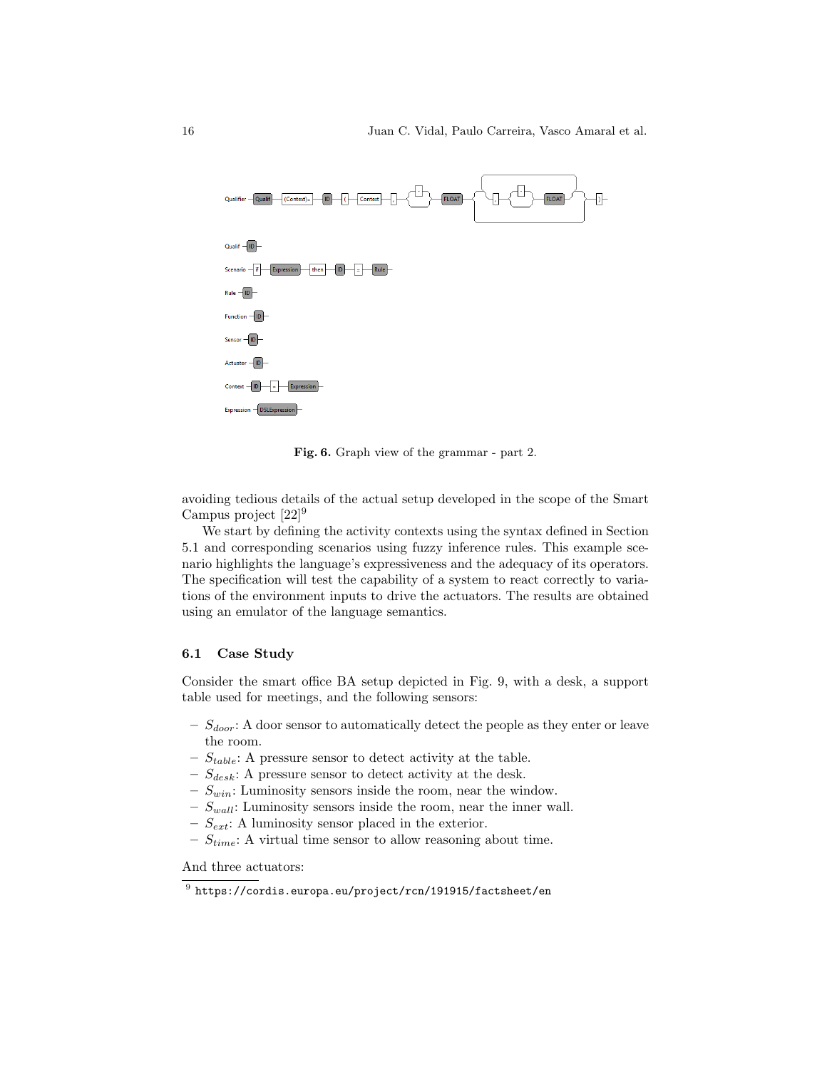Fig. 6. Graph view of the grammar - part 2.

avoiding tedious details of the actual setup developed in the scope of the Smart Campus project [22][9]

We start by defining the activity contexts using the syntax defined in Section 5.1 and corresponding scenarios using fuzzy inference rules. This example scenario highlights the language's expressiveness and the adequacy of its operators. The specification will test the capability of a system to react correctly to variations of the environment inputs to drive the actuators. The results are obtained using an emulator of the language semantics.

### 6.1 Case Study

Consider the smart office BA setup depicted in Fig. 9, with a desk, a support table used for meetings, and the following sensors:

- $S_{door}$: A door sensor to automatically detect the people as they enter or leave the room.
- $S_{table}$: A pressure sensor to detect activity at the table.
- $S_{desk}$: A pressure sensor to detect activity at the desk.
- $S_{win}$: Luminosity sensors inside the room, near the window.
- $S_{wall}$: Luminosity sensors inside the room, near the inner wall.
- $S_{ext}$: A luminosity sensor placed in the exterior.
- $S_{time}$: A virtual time sensor to allow reasoning about time.

And three actuators:

[9] https://cordis.europa.eu/project/rcn/191915/factsheet/en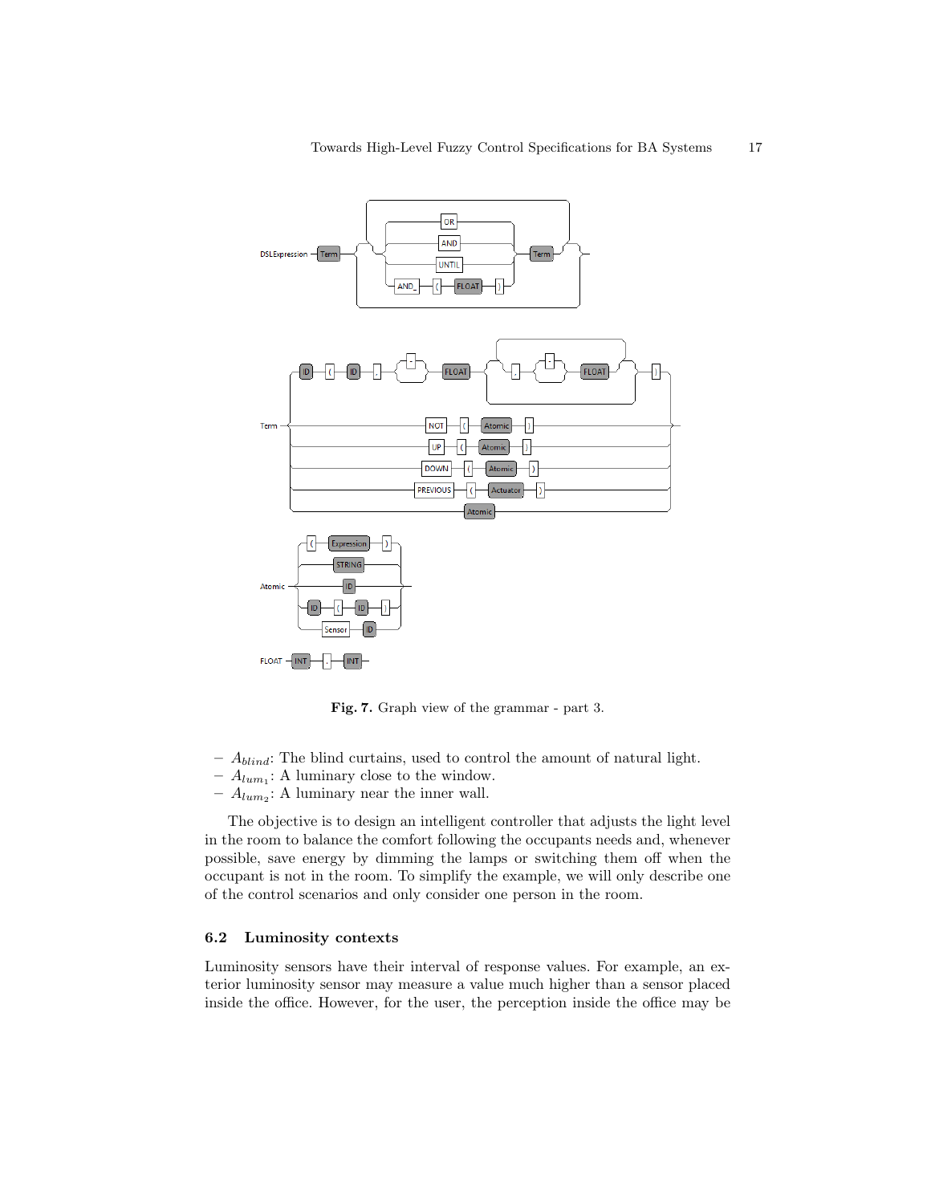Fig. 7. Graph view of the grammar - part 3.

- $A_{blind}$: The blind curtains, used to control the amount of natural light.
- $A_{lum_1}$: A luminary close to the window.
- $A_{lum_2}$: A luminary near the inner wall.

The objective is to design an intelligent controller that adjusts the light level in the room to balance the comfort following the occupants needs and, whenever possible, save energy by dimming the lamps or switching them off when the occupant is not in the room. To simplify the example, we will only describe one of the control scenarios and only consider one person in the room.

### 6.2 Luminosity contexts

Luminosity sensors have their interval of response values. For example, an exterior luminosity sensor may measure a value much higher than a sensor placed inside the office. However, for the user, the perception inside the office may be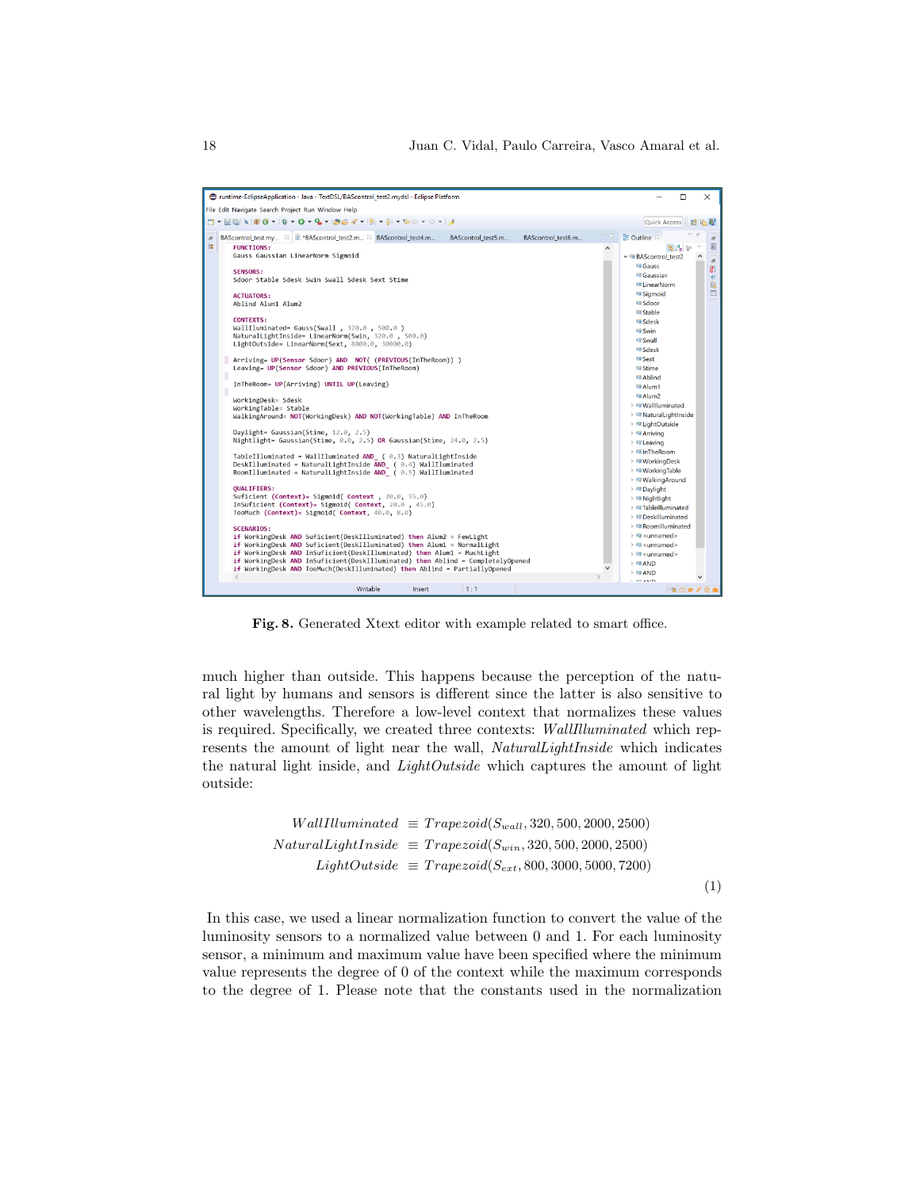**Fig. 8.** Generated Xtext editor with example related to smart office.

much higher than outside. This happens because the perception of the natural light by humans and sensors is different since the latter is also sensitive to other wavelengths. Therefore a low-level context that normalizes these values is required. Specifically, we created three contexts: *WallIlluminated* which represents the amount of light near the wall, *NaturalLightInside* which indicates the natural light inside, and *LightOutside* which captures the amount of light outside:

$$
\begin{aligned}
WallIlluminated &\equiv Trapezoid(S_{wall}, 320, 500, 2000, 2500) \\
NaturalLightInside &\equiv Trapezoid(S_{win}, 320, 500, 2000, 2500) \\
LightOutside &\equiv Trapezoid(S_{ext}, 800, 3000, 5000, 7200)
\end{aligned}
\tag{1}
$$

In this case, we used a linear normalization function to convert the value of the luminosity sensors to a normalized value between 0 and 1. For each luminosity sensor, a minimum and maximum value have been specified where the minimum value represents the degree of 0 of the context while the maximum corresponds to the degree of 1. Please note that the constants used in the normalization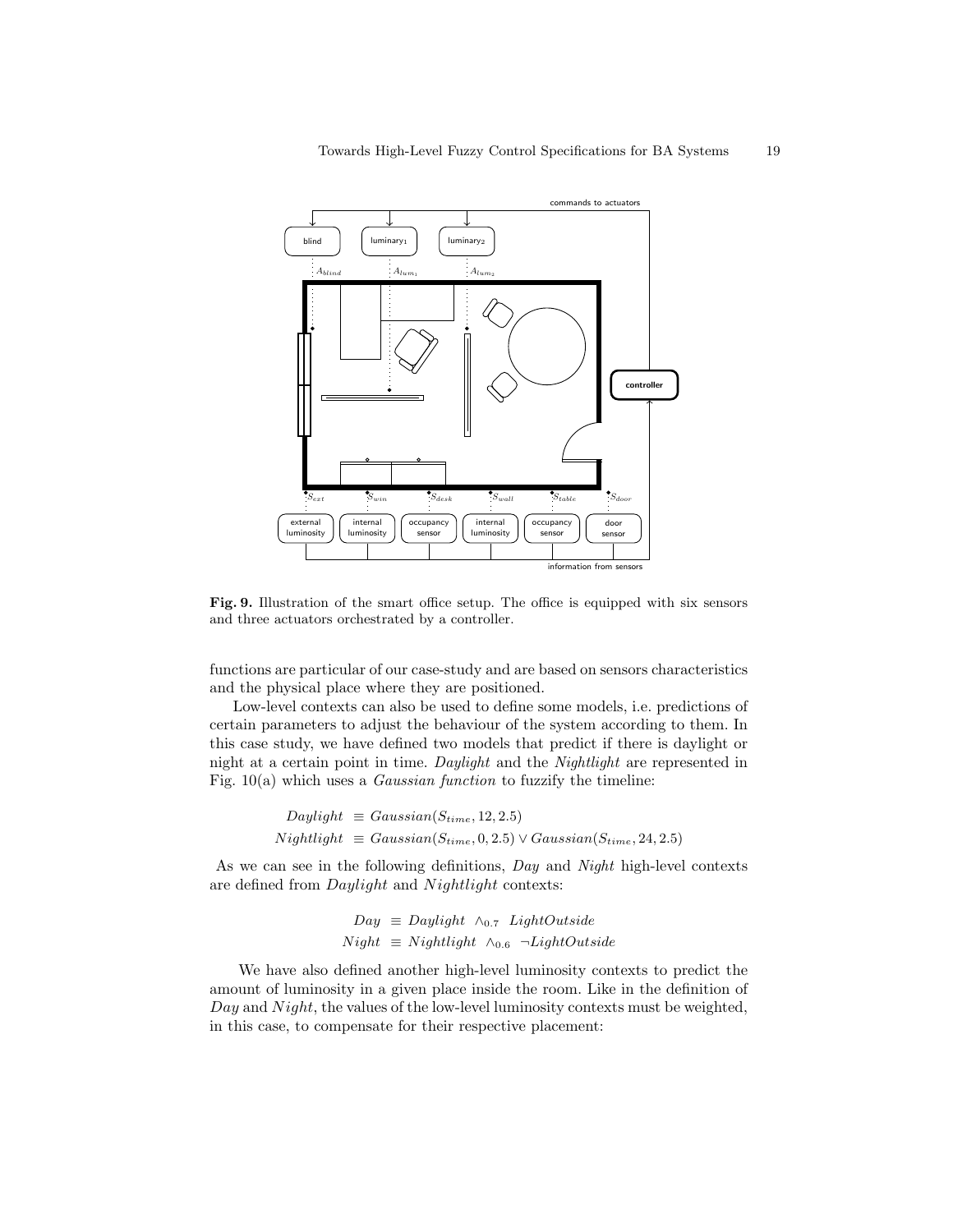**Fig. 9.** Illustration of the smart office setup. The office is equipped with six sensors and three actuators orchestrated by a controller.

functions are particular of our case-study and are based on sensors characteristics and the physical place where they are positioned.

Low-level contexts can also be used to define some models, i.e. predictions of certain parameters to adjust the behaviour of the system according to them. In this case study, we have defined two models that predict if there is daylight or night at a certain point in time. *Daylight* and the *Nightlight* are represented in Fig. 10(a) which uses a *Gaussian function* to fuzzify the timeline:

$$
\begin{aligned}
Daylight &\equiv Gaussian(S_{time}, 12, 2.5) \\
Nightlight &\equiv Gaussian(S_{time}, 0, 2.5) \vee Gaussian(S_{time}, 24, 2.5)
\end{aligned}
$$

As we can see in the following definitions, *Day* and *Night* high-level contexts are defined from *Daylight* and *Nightlight* contexts:

$$
\begin{aligned}
Day &\equiv Daylight \ \wedge_{0.7} \ LightOutside \\
Night &\equiv Nightlight \ \wedge_{0.6} \ \neg LightOutside
\end{aligned}
$$

We have also defined another high-level luminosity contexts to predict the amount of luminosity in a given place inside the room. Like in the definition of *Day* and *Night*, the values of the low-level luminosity contexts must be weighted, in this case, to compensate for their respective placement: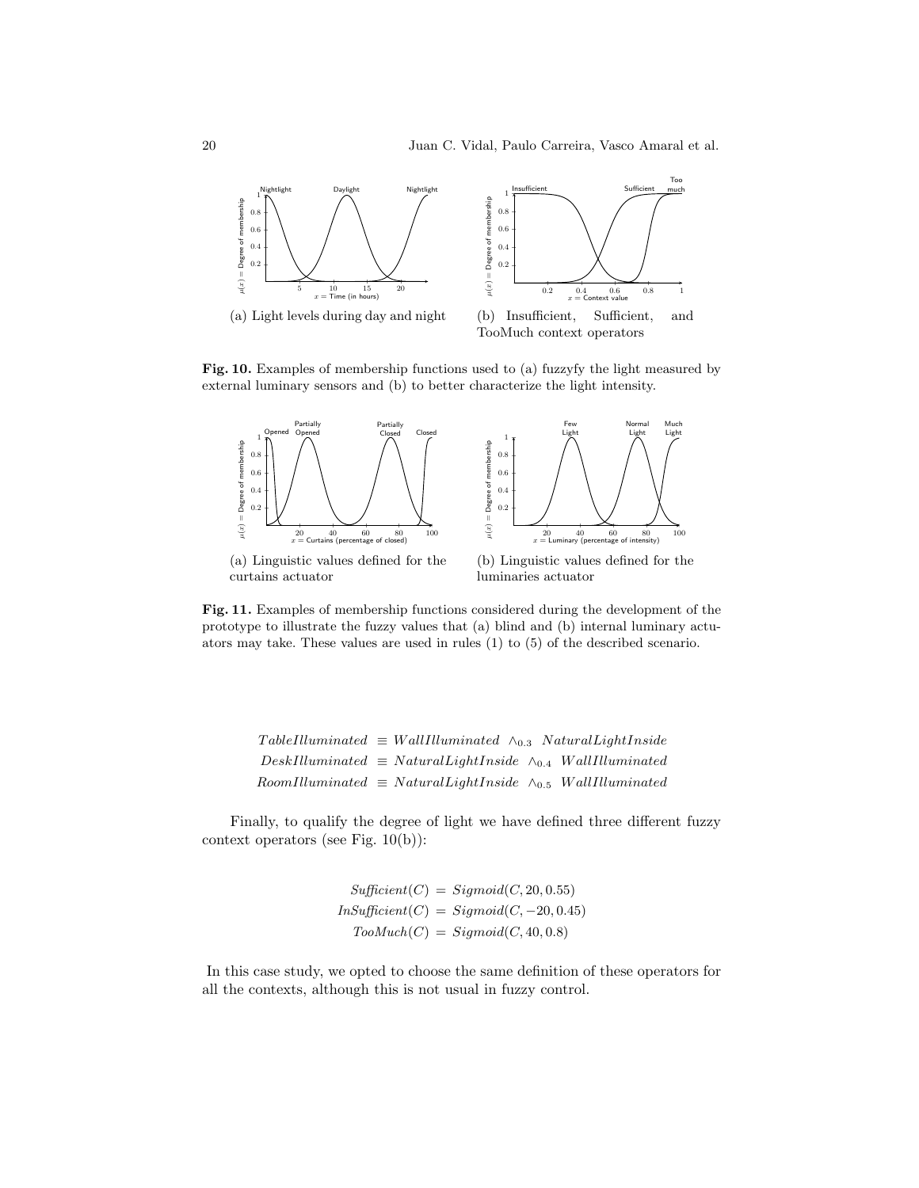(a) Light levels during day and night

(b) Insufficient, Sufficient, and TooMuch context operators

**Fig. 10.** Examples of membership functions used to (a) fuzzyfy the light measured by external luminary sensors and (b) to better characterize the light intensity.

(a) Linguistic values defined for the curtains actuator

(b) Linguistic values defined for the luminaries actuator

**Fig. 11.** Examples of membership functions considered during the development of the prototype to illustrate the fuzzy values that (a) blind and (b) internal luminary actuators may take. These values are used in rules (1) to (5) of the described scenario.

$$
\begin{aligned}
TableIlluminated &\equiv WallIlluminated \wedge_{0.3} NaturalLightInside \\
DeskIlluminated &\equiv NaturalLightInside \wedge_{0.4} WallIlluminated \\
RoomIlluminated &\equiv NaturalLightInside \wedge_{0.5} WallIlluminated
\end{aligned}
$$

Finally, to qualify the degree of light we have defined three different fuzzy context operators (see Fig. 10(b)):

$$
\begin{aligned}
Sufficient(C) &= Sigmoid(C, 20, 0.55) \\
InSufficient(C) &= Sigmoid(C, -20, 0.45) \\
TooMuch(C) &= Sigmoid(C, 40, 0.8)
\end{aligned}
$$

In this case study, we opted to choose the same definition of these operators for all the contexts, although this is not usual in fuzzy control.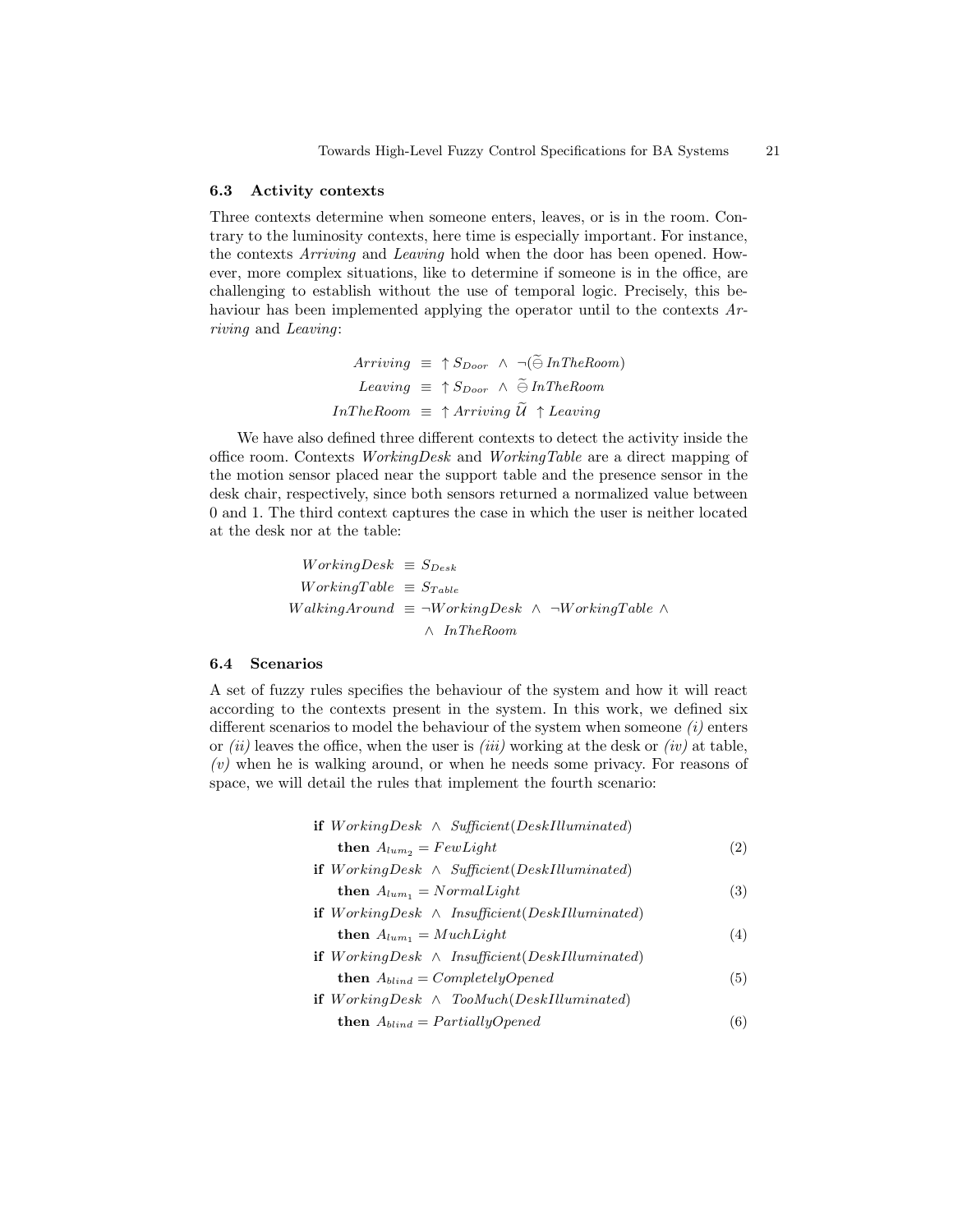### 6.3 Activity contexts

Three contexts determine when someone enters, leaves, or is in the room. Contrary to the luminosity contexts, here time is especially important. For instance, the contexts *Arriving* and *Leaving* hold when the door has been opened. However, more complex situations, like to determine if someone is in the office, are challenging to establish without the use of temporal logic. Precisely, this behaviour has been implemented applying the operator until to the contexts *Arriving* and *Leaving*:

$$
\begin{aligned}
\mathit{Arriving} \;&\equiv\; \uparrow S_{Door} \;\wedge\; \neg(\widetilde{\ominus}\, \mathit{InTheRoom}) \\
\mathit{Leaving} \;&\equiv\; \uparrow S_{Door} \;\wedge\; \widetilde{\ominus}\, \mathit{InTheRoom} \\
\mathit{InTheRoom} \;&\equiv\; \uparrow \mathit{Arriving}\; \widetilde{\mathcal{U}} \;\uparrow \mathit{Leaving}
\end{aligned}
$$

We have also defined three different contexts to detect the activity inside the office room. Contexts *WorkingDesk* and *WorkingTable* are a direct mapping of the motion sensor placed near the support table and the presence sensor in the desk chair, respectively, since both sensors returned a normalized value between 0 and 1. The third context captures the case in which the user is neither located at the desk nor at the table:

$$
\begin{aligned}
WorkingDesk \;&\equiv\; S_{Desk} \\
WorkingTable \;&\equiv\; S_{Table} \\
WalkingAround \;&\equiv\; \neg WorkingDesk \;\wedge\; \neg WorkingTable \;\wedge \\
&\quad \wedge\; \mathit{InTheRoom}
\end{aligned}
$$

### 6.4 Scenarios

A set of fuzzy rules specifies the behaviour of the system and how it will react according to the contexts present in the system. In this work, we defined six different scenarios to model the behaviour of the system when someone *(i)* enters or *(ii)* leaves the office, when the user is *(iii)* working at the desk or *(iv)* at table, *(v)* when he is walking around, or when he needs some privacy. For reasons of space, we will detail the rules that implement the fourth scenario:

$$
\begin{aligned}
&\textbf{if } WorkingDesk \;\wedge\; \mathit{Sufficient}(\mathit{DeskIlluminated}) \\
&\quad \textbf{then } A_{lum_2} = FewLight
\end{aligned} \tag{2}
$$

$$
\begin{aligned}
&\textbf{if } WorkingDesk \;\wedge\; \mathit{Sufficient}(\mathit{DeskIlluminated}) \\
&\quad \textbf{then } A_{lum_1} = NormalLight
\end{aligned} \tag{3}
$$

$$
\begin{aligned}
&\textbf{if } WorkingDesk \;\wedge\; \mathit{Insufficient}(\mathit{DeskIlluminated}) \\
&\quad \textbf{then } A_{lum_1} = MuchLight
\end{aligned} \tag{4}
$$

$$
\begin{aligned}
&\textbf{if } WorkingDesk \;\wedge\; \mathit{Insufficient}(\mathit{DeskIlluminated}) \\
&\quad \textbf{then } A_{blind} = \mathit{CompletelyOpened}
\end{aligned} \tag{5}
$$

$$
\begin{aligned}
&\textbf{if } WorkingDesk \;\wedge\; \mathit{TooMuch}(\mathit{DeskIlluminated}) \\
&\quad \textbf{then } A_{blind} = \mathit{PartiallyOpened}
\end{aligned} \tag{6}
$$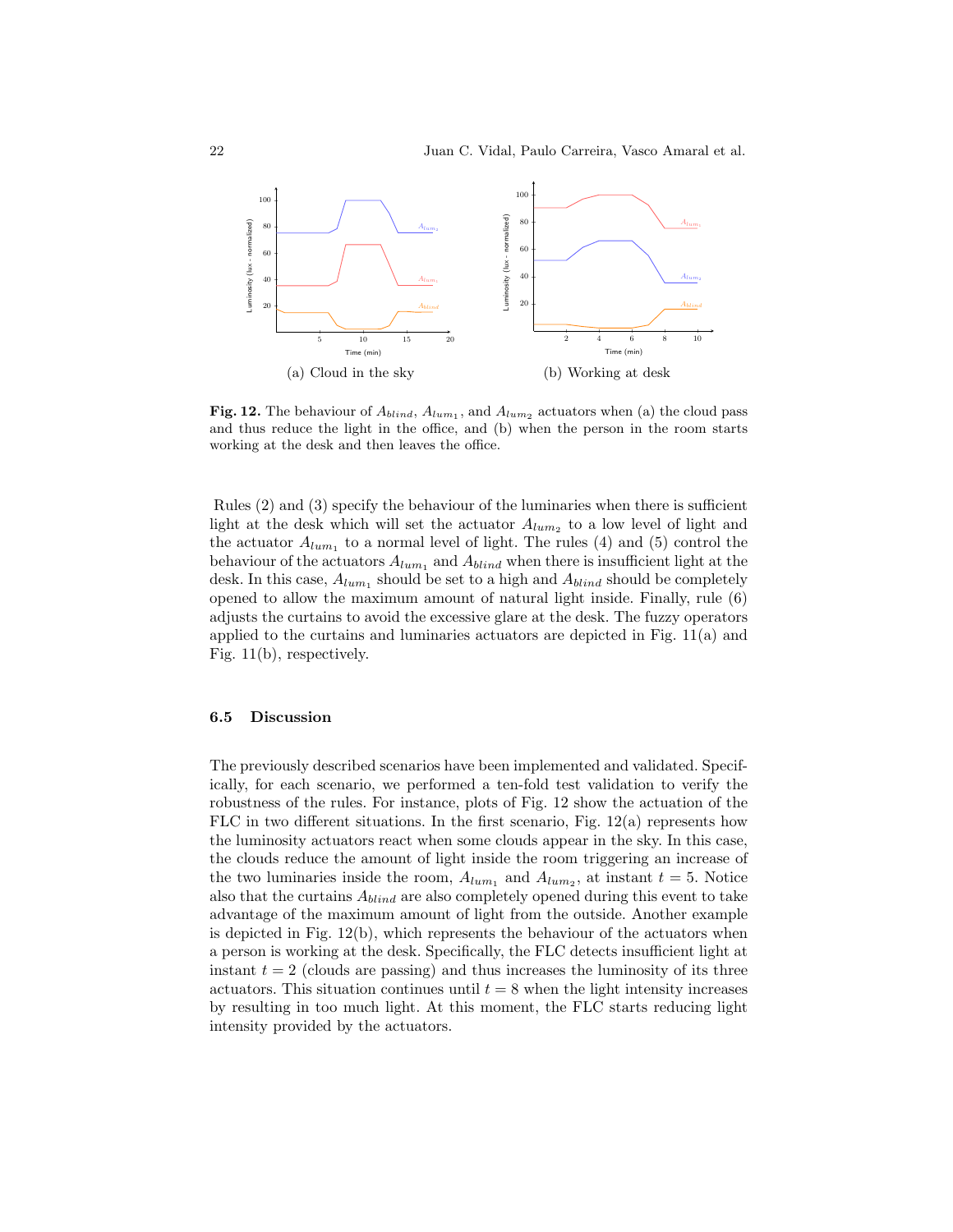(a) Cloud in the sky

(b) Working at desk

**Fig. 12.** The behaviour of $A_{blind}$, $A_{lum_1}$, and $A_{lum_2}$ actuators when (a) the cloud pass and thus reduce the light in the office, and (b) when the person in the room starts working at the desk and then leaves the office.

Rules (2) and (3) specify the behaviour of the luminaries when there is sufficient light at the desk which will set the actuator $A_{lum_2}$ to a low level of light and the actuator $A_{lum_1}$ to a normal level of light. The rules (4) and (5) control the behaviour of the actuators $A_{lum_1}$ and $A_{blind}$ when there is insufficient light at the desk. In this case, $A_{lum_1}$ should be set to a high and $A_{blind}$ should be completely opened to allow the maximum amount of natural light inside. Finally, rule (6) adjusts the curtains to avoid the excessive glare at the desk. The fuzzy operators applied to the curtains and luminaries actuators are depicted in Fig. 11(a) and Fig. 11(b), respectively.

### 6.5 Discussion

The previously described scenarios have been implemented and validated. Specifically, for each scenario, we performed a ten-fold test validation to verify the robustness of the rules. For instance, plots of Fig. 12 show the actuation of the FLC in two different situations. In the first scenario, Fig. 12(a) represents how the luminosity actuators react when some clouds appear in the sky. In this case, the clouds reduce the amount of light inside the room triggering an increase of the two luminaries inside the room, $A_{lum_1}$ and $A_{lum_2}$, at instant $t = 5$. Notice also that the curtains $A_{blind}$ are also completely opened during this event to take advantage of the maximum amount of light from the outside. Another example is depicted in Fig. 12(b), which represents the behaviour of the actuators when a person is working at the desk. Specifically, the FLC detects insufficient light at instant $t = 2$ (clouds are passing) and thus increases the luminosity of its three actuators. This situation continues until $t = 8$ when the light intensity increases by resulting in too much light. At this moment, the FLC starts reducing light intensity provided by the actuators.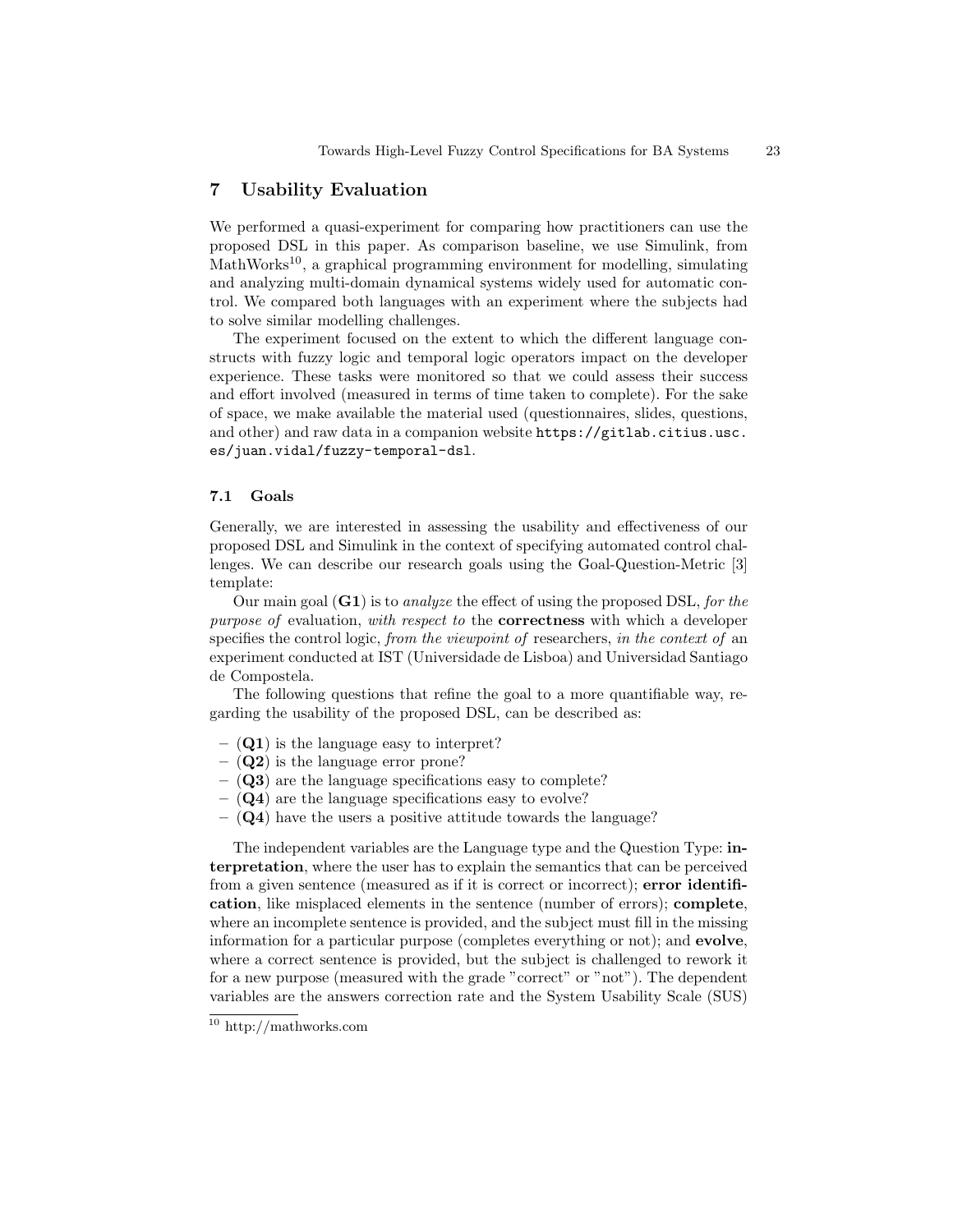## 7 Usability Evaluation

We performed a quasi-experiment for comparing how practitioners can use the proposed DSL in this paper. As comparison baseline, we use Simulink, from MathWorks[10], a graphical programming environment for modelling, simulating and analyzing multi-domain dynamical systems widely used for automatic control. We compared both languages with an experiment where the subjects had to solve similar modelling challenges.

The experiment focused on the extent to which the different language constructs with fuzzy logic and temporal logic operators impact on the developer experience. These tasks were monitored so that we could assess their success and effort involved (measured in terms of time taken to complete). For the sake of space, we make available the material used (questionnaires, slides, questions, and other) and raw data in a companion website `https://gitlab.citius.usc.es/juan.vidal/fuzzy-temporal-dsl`.

### 7.1 Goals

Generally, we are interested in assessing the usability and effectiveness of our proposed DSL and Simulink in the context of specifying automated control challenges. We can describe our research goals using the Goal-Question-Metric [3] template:

Our main goal (**G1**) is to *analyze* the effect of using the proposed DSL, *for the purpose of* evaluation, *with respect to* the **correctness** with which a developer specifies the control logic, *from the viewpoint of* researchers, *in the context of* an experiment conducted at IST (Universidade de Lisboa) and Universidad Santiago de Compostela.

The following questions that refine the goal to a more quantifiable way, regarding the usability of the proposed DSL, can be described as:

- (**Q1**) is the language easy to interpret?
- (**Q2**) is the language error prone?
- (**Q3**) are the language specifications easy to complete?
- (**Q4**) are the language specifications easy to evolve?
- (**Q4**) have the users a positive attitude towards the language?

The independent variables are the Language type and the Question Type: **interpretation**, where the user has to explain the semantics that can be perceived from a given sentence (measured as if it is correct or incorrect); **error identification**, like misplaced elements in the sentence (number of errors); **complete**, where an incomplete sentence is provided, and the subject must fill in the missing information for a particular purpose (completes everything or not); and **evolve**, where a correct sentence is provided, but the subject is challenged to rework it for a new purpose (measured with the grade "correct" or "not"). The dependent variables are the answers correction rate and the System Usability Scale (SUS)

[10] http://mathworks.com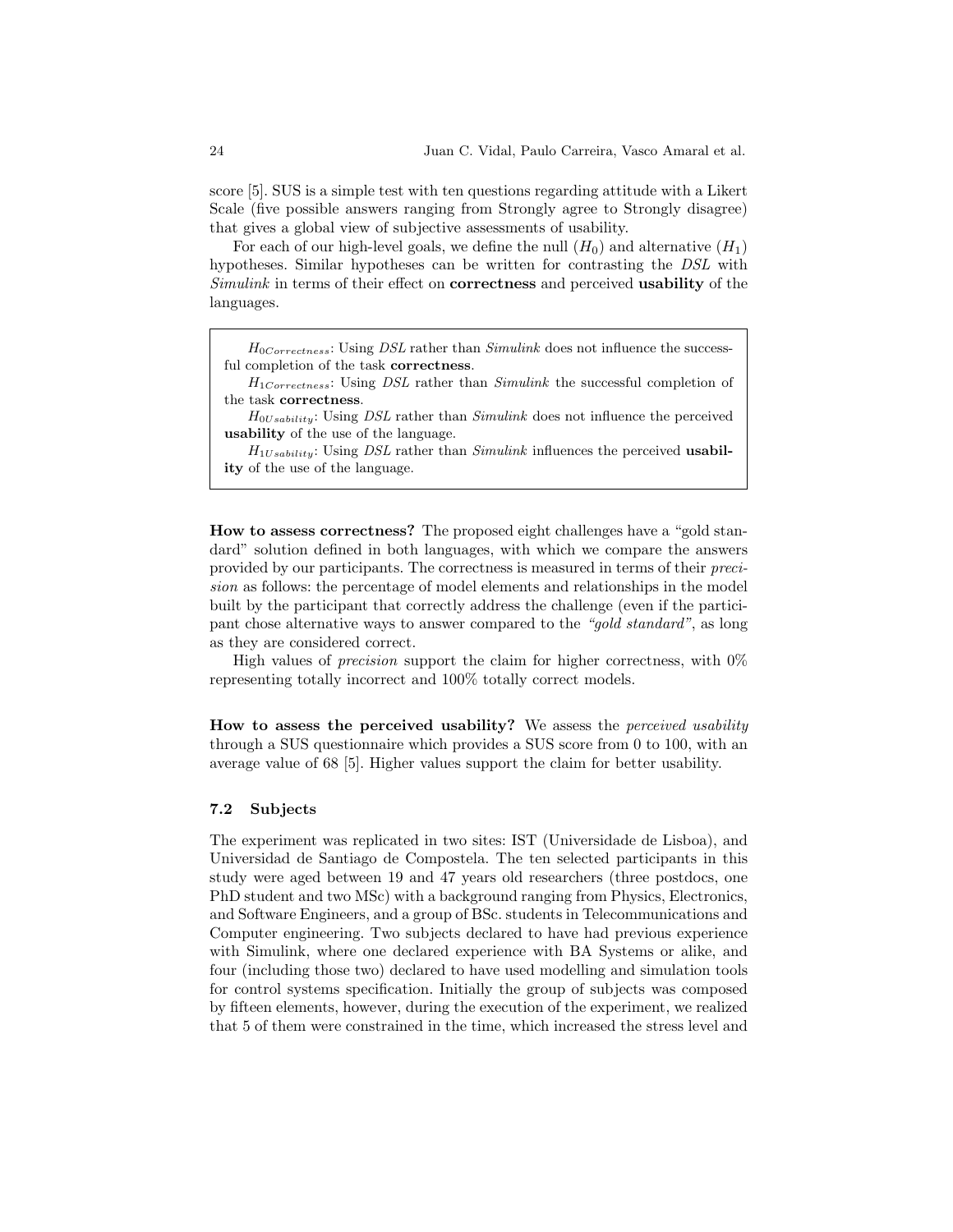score [5]. SUS is a simple test with ten questions regarding attitude with a Likert Scale (five possible answers ranging from Strongly agree to Strongly disagree) that gives a global view of subjective assessments of usability.

For each of our high-level goals, we define the null ($H_0$) and alternative ($H_1$) hypotheses. Similar hypotheses can be written for contrasting the *DSL* with *Simulink* in terms of their effect on **correctness** and perceived **usability** of the languages.

> $H_{0Correctness}$: Using *DSL* rather than *Simulink* does not influence the successful completion of the task **correctness**.
>
> $H_{1Correctness}$: Using *DSL* rather than *Simulink* the successful completion of the task **correctness**.
>
> $H_{0Usability}$: Using *DSL* rather than *Simulink* does not influence the perceived **usability** of the use of the language.
>
> $H_{1Usability}$: Using *DSL* rather than *Simulink* influences the perceived **usability** of the use of the language.

**How to assess correctness?** The proposed eight challenges have a "gold standard" solution defined in both languages, with which we compare the answers provided by our participants. The correctness is measured in terms of their *precision* as follows: the percentage of model elements and relationships in the model built by the participant that correctly address the challenge (even if the participant chose alternative ways to answer compared to the *"gold standard"*, as long as they are considered correct.

High values of *precision* support the claim for higher correctness, with 0% representing totally incorrect and 100% totally correct models.

**How to assess the perceived usability?** We assess the *perceived usability* through a SUS questionnaire which provides a SUS score from 0 to 100, with an average value of 68 [5]. Higher values support the claim for better usability.

### 7.2 Subjects

The experiment was replicated in two sites: IST (Universidade de Lisboa), and Universidad de Santiago de Compostela. The ten selected participants in this study were aged between 19 and 47 years old researchers (three postdocs, one PhD student and two MSc) with a background ranging from Physics, Electronics, and Software Engineers, and a group of BSc. students in Telecommunications and Computer engineering. Two subjects declared to have had previous experience with Simulink, where one declared experience with BA Systems or alike, and four (including those two) declared to have used modelling and simulation tools for control systems specification. Initially the group of subjects was composed by fifteen elements, however, during the execution of the experiment, we realized that 5 of them were constrained in the time, which increased the stress level and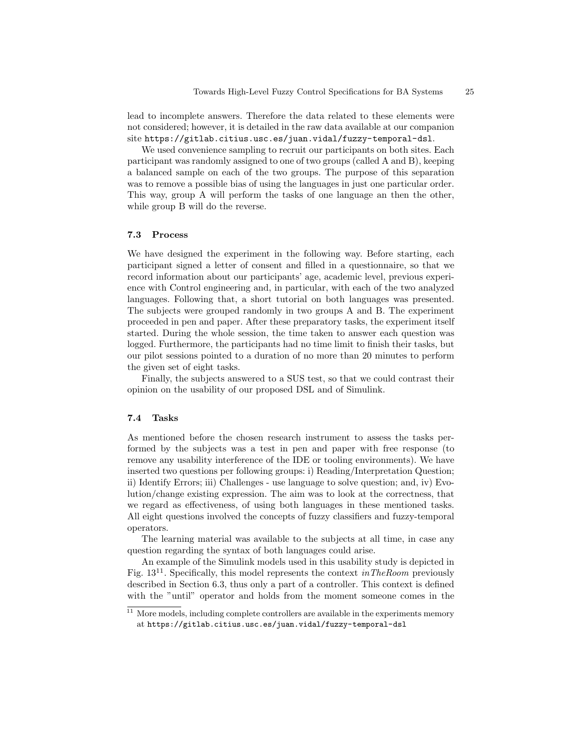lead to incomplete answers. Therefore the data related to these elements were not considered; however, it is detailed in the raw data available at our companion site `https://gitlab.citius.usc.es/juan.vidal/fuzzy-temporal-dsl`.

We used convenience sampling to recruit our participants on both sites. Each participant was randomly assigned to one of two groups (called A and B), keeping a balanced sample on each of the two groups. The purpose of this separation was to remove a possible bias of using the languages in just one particular order. This way, group A will perform the tasks of one language an then the other, while group B will do the reverse.

### 7.3 Process

We have designed the experiment in the following way. Before starting, each participant signed a letter of consent and filled in a questionnaire, so that we record information about our participants' age, academic level, previous experience with Control engineering and, in particular, with each of the two analyzed languages. Following that, a short tutorial on both languages was presented. The subjects were grouped randomly in two groups A and B. The experiment proceeded in pen and paper. After these preparatory tasks, the experiment itself started. During the whole session, the time taken to answer each question was logged. Furthermore, the participants had no time limit to finish their tasks, but our pilot sessions pointed to a duration of no more than 20 minutes to perform the given set of eight tasks.

Finally, the subjects answered to a SUS test, so that we could contrast their opinion on the usability of our proposed DSL and of Simulink.

### 7.4 Tasks

As mentioned before the chosen research instrument to assess the tasks performed by the subjects was a test in pen and paper with free response (to remove any usability interference of the IDE or tooling environments). We have inserted two questions per following groups: i) Reading/Interpretation Question; ii) Identify Errors; iii) Challenges - use language to solve question; and, iv) Evolution/change existing expression. The aim was to look at the correctness, that we regard as effectiveness, of using both languages in these mentioned tasks. All eight questions involved the concepts of fuzzy classifiers and fuzzy-temporal operators.

The learning material was available to the subjects at all time, in case any question regarding the syntax of both languages could arise.

An example of the Simulink models used in this usability study is depicted in Fig. 13[11]. Specifically, this model represents the context *inTheRoom* previously described in Section 6.3, thus only a part of a controller. This context is defined with the "until" operator and holds from the moment someone comes in the

[11] More models, including complete controllers are available in the experiments memory at `https://gitlab.citius.usc.es/juan.vidal/fuzzy-temporal-dsl`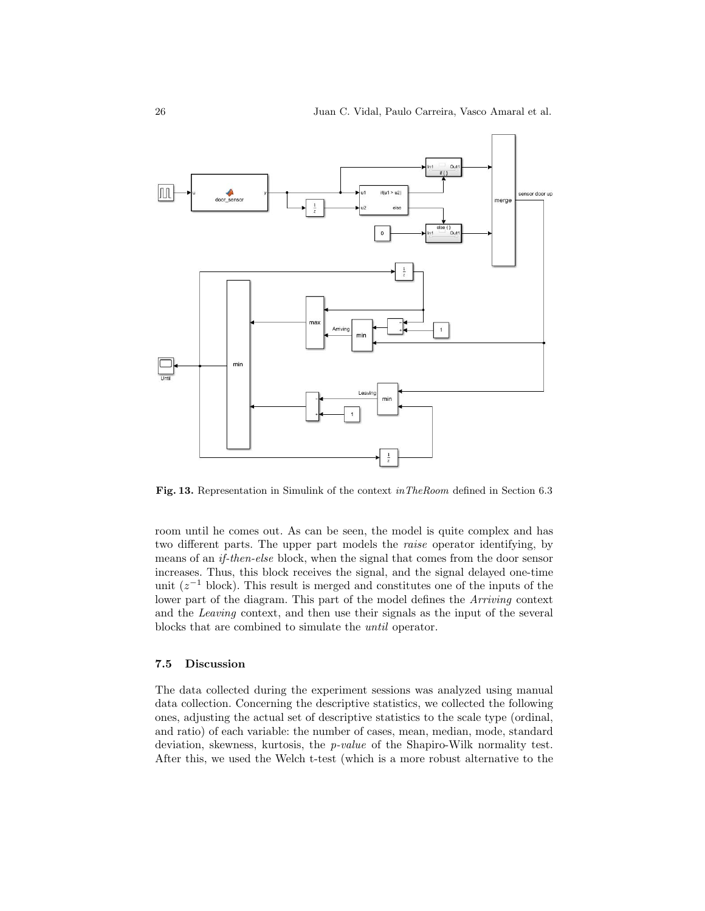**Fig. 13.** Representation in Simulink of the context *inTheRoom* defined in Section 6.3

room until he comes out. As can be seen, the model is quite complex and has two different parts. The upper part models the *raise* operator identifying, by means of an *if-then-else* block, when the signal that comes from the door sensor increases. Thus, this block receives the signal, and the signal delayed one-time unit ($z^{-1}$ block). This result is merged and constitutes one of the inputs of the lower part of the diagram. This part of the model defines the *Arriving* context and the *Leaving* context, and then use their signals as the input of the several blocks that are combined to simulate the *until* operator.

### 7.5 Discussion

The data collected during the experiment sessions was analyzed using manual data collection. Concerning the descriptive statistics, we collected the following ones, adjusting the actual set of descriptive statistics to the scale type (ordinal, and ratio) of each variable: the number of cases, mean, median, mode, standard deviation, skewness, kurtosis, the *p-value* of the Shapiro-Wilk normality test. After this, we used the Welch t-test (which is a more robust alternative to the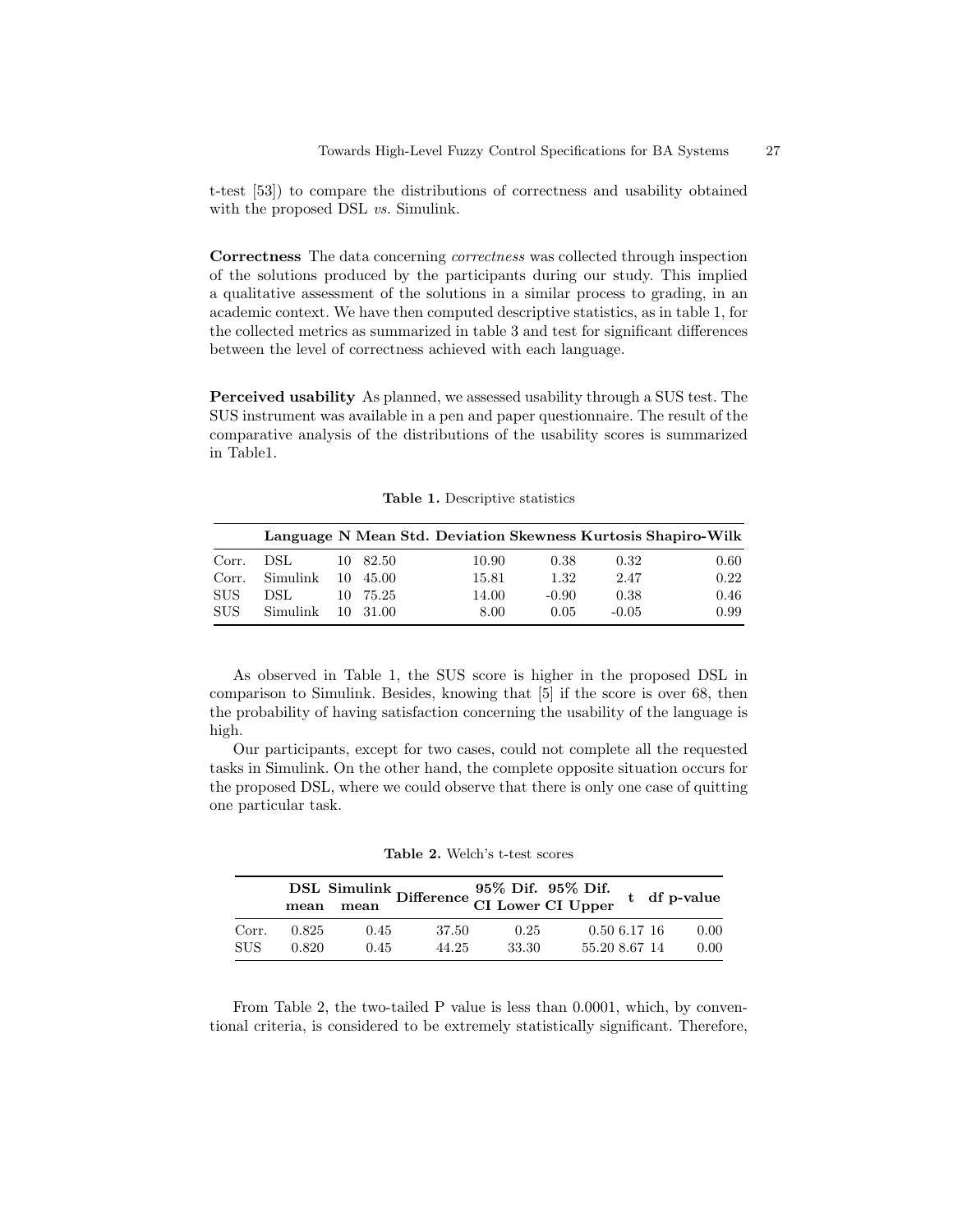t-test [53]) to compare the distributions of correctness and usability obtained with the proposed DSL *vs.* Simulink.

**Correctness** The data concerning *correctness* was collected through inspection of the solutions produced by the participants during our study. This implied a qualitative assessment of the solutions in a similar process to grading, in an academic context. We have then computed descriptive statistics, as in table 1, for the collected metrics as summarized in table 3 and test for significant differences between the level of correctness achieved with each language.

**Perceived usability** As planned, we assessed usability through a SUS test. The SUS instrument was available in a pen and paper questionnaire. The result of the comparative analysis of the distributions of the usability scores is summarized in Table1.

**Table 1.** Descriptive statistics

| | Language | N | Mean | Std. Deviation | Skewness | Kurtosis | Shapiro-Wilk |
|---|---|---|---|---|---|---|---|
| Corr. | DSL | 10 | 82.50 | 10.90 | 0.38 | 0.32 | 0.60 |
| Corr. | Simulink | 10 | 45.00 | 15.81 | 1.32 | 2.47 | 0.22 |
| SUS | DSL | 10 | 75.25 | 14.00 | -0.90 | 0.38 | 0.46 |
| SUS | Simulink | 10 | 31.00 | 8.00 | 0.05 | -0.05 | 0.99 |

As observed in Table 1, the SUS score is higher in the proposed DSL in comparison to Simulink. Besides, knowing that [5] if the score is over 68, then the probability of having satisfaction concerning the usability of the language is high.

Our participants, except for two cases, could not complete all the requested tasks in Simulink. On the other hand, the complete opposite situation occurs for the proposed DSL, where we could observe that there is only one case of quitting one particular task.

**Table 2.** Welch's t-test scores

| | DSL mean | Simulink mean | Difference | 95% Dif. CI Lower | 95% Dif. CI Upper | t | df | p-value |
|---|---|---|---|---|---|---|---|---|
| Corr. | 0.825 | 0.45 | 37.50 | 0.25 | 0.50 | 6.17 | 16 | 0.00 |
| SUS | 0.820 | 0.45 | 44.25 | 33.30 | 55.20 | 8.67 | 14 | 0.00 |

From Table 2, the two-tailed P value is less than 0.0001, which, by conventional criteria, is considered to be extremely statistically significant. Therefore,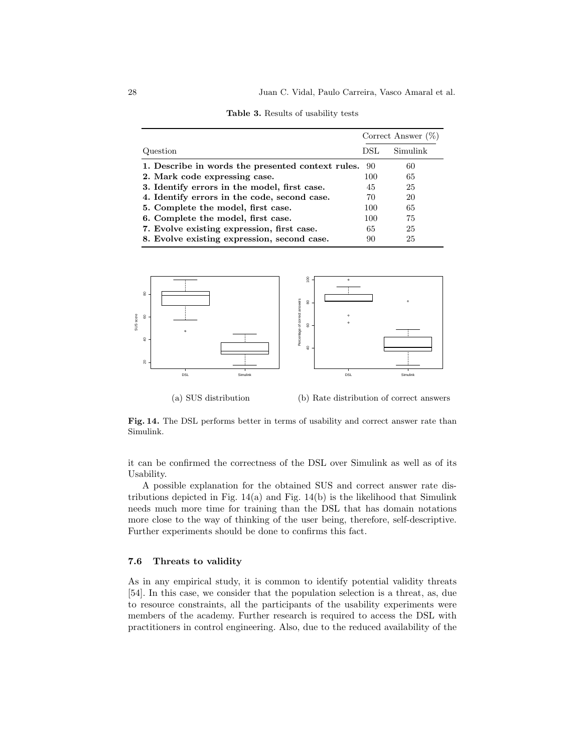**Table 3.** Results of usability tests

| Question | Correct Answer (%) | |
|---|---|---|
| | DSL | Simulink |
| **1. Describe in words the presented context rules.** | 90 | 60 |
| **2. Mark code expressing case.** | 100 | 65 |
| **3. Identify errors in the model, first case.** | 45 | 25 |
| **4. Identify errors in the code, second case.** | 70 | 20 |
| **5. Complete the model, first case.** | 100 | 65 |
| **6. Complete the model, first case.** | 100 | 75 |
| **7. Evolve existing expression, first case.** | 65 | 25 |
| **8. Evolve existing expression, second case.** | 90 | 25 |

(a) SUS distribution

(b) Rate distribution of correct answers

**Fig. 14.** The DSL performs better in terms of usability and correct answer rate than Simulink.

it can be confirmed the correctness of the DSL over Simulink as well as of its Usability.

A possible explanation for the obtained SUS and correct answer rate distributions depicted in Fig. 14(a) and Fig. 14(b) is the likelihood that Simulink needs much more time for training than the DSL that has domain notations more close to the way of thinking of the user being, therefore, self-descriptive. Further experiments should be done to confirms this fact.

### 7.6 Threats to validity

As in any empirical study, it is common to identify potential validity threats [54]. In this case, we consider that the population selection is a threat, as, due to resource constraints, all the participants of the usability experiments were members of the academy. Further research is required to access the DSL with practitioners in control engineering. Also, due to the reduced availability of the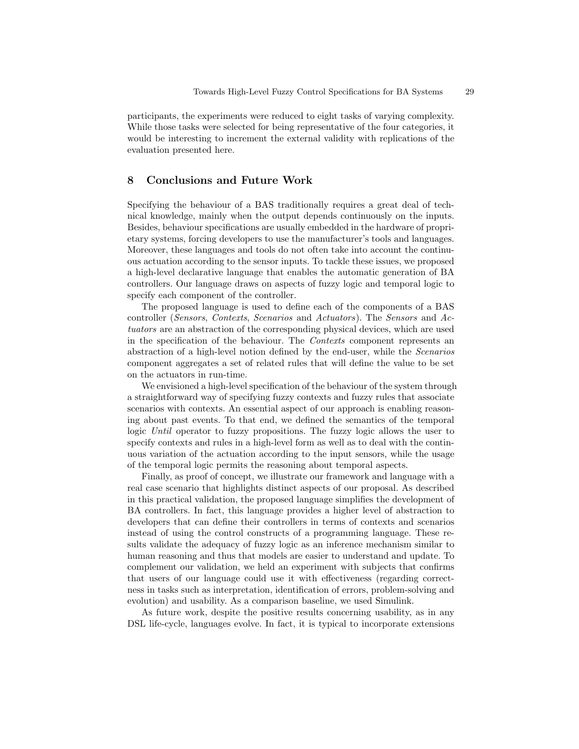participants, the experiments were reduced to eight tasks of varying complexity. While those tasks were selected for being representative of the four categories, it would be interesting to increment the external validity with replications of the evaluation presented here.

## 8 Conclusions and Future Work

Specifying the behaviour of a BAS traditionally requires a great deal of technical knowledge, mainly when the output depends continuously on the inputs. Besides, behaviour specifications are usually embedded in the hardware of proprietary systems, forcing developers to use the manufacturer's tools and languages. Moreover, these languages and tools do not often take into account the continuous actuation according to the sensor inputs. To tackle these issues, we proposed a high-level declarative language that enables the automatic generation of BA controllers. Our language draws on aspects of fuzzy logic and temporal logic to specify each component of the controller.

The proposed language is used to define each of the components of a BAS controller (*Sensors*, *Contexts*, *Scenarios* and *Actuators*). The *Sensors* and *Actuators* are an abstraction of the corresponding physical devices, which are used in the specification of the behaviour. The *Contexts* component represents an abstraction of a high-level notion defined by the end-user, while the *Scenarios* component aggregates a set of related rules that will define the value to be set on the actuators in run-time.

We envisioned a high-level specification of the behaviour of the system through a straightforward way of specifying fuzzy contexts and fuzzy rules that associate scenarios with contexts. An essential aspect of our approach is enabling reasoning about past events. To that end, we defined the semantics of the temporal logic *Until* operator to fuzzy propositions. The fuzzy logic allows the user to specify contexts and rules in a high-level form as well as to deal with the continuous variation of the actuation according to the input sensors, while the usage of the temporal logic permits the reasoning about temporal aspects.

Finally, as proof of concept, we illustrate our framework and language with a real case scenario that highlights distinct aspects of our proposal. As described in this practical validation, the proposed language simplifies the development of BA controllers. In fact, this language provides a higher level of abstraction to developers that can define their controllers in terms of contexts and scenarios instead of using the control constructs of a programming language. These results validate the adequacy of fuzzy logic as an inference mechanism similar to human reasoning and thus that models are easier to understand and update. To complement our validation, we held an experiment with subjects that confirms that users of our language could use it with effectiveness (regarding correctness in tasks such as interpretation, identification of errors, problem-solving and evolution) and usability. As a comparison baseline, we used Simulink.

As future work, despite the positive results concerning usability, as in any DSL life-cycle, languages evolve. In fact, it is typical to incorporate extensions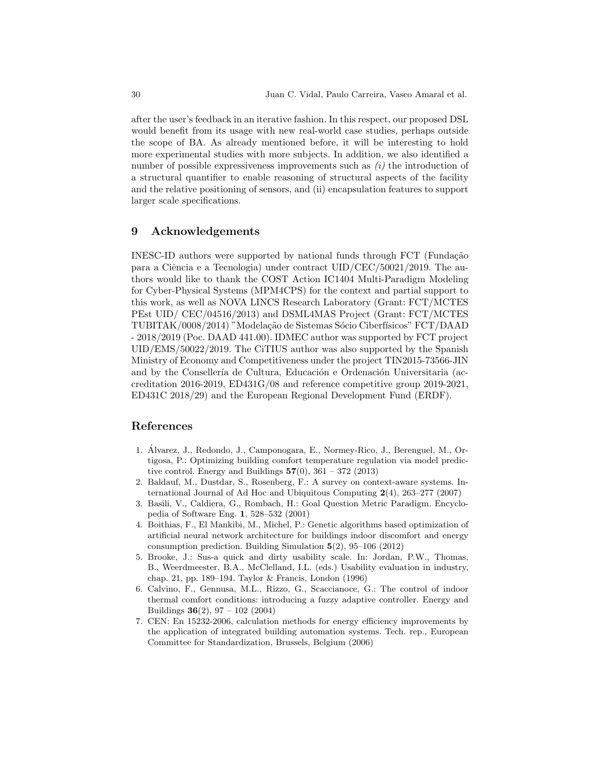after the user's feedback in an iterative fashion. In this respect, our proposed DSL would benefit from its usage with new real-world case studies, perhaps outside the scope of BA. As already mentioned before, it will be interesting to hold more experimental studies with more subjects. In addition, we also identified a number of possible expressiveness improvements such as *(i)* the introduction of a structural quantifier to enable reasoning of structural aspects of the facility and the relative positioning of sensors, and (ii) encapsulation features to support larger scale specifications.

## 9 Acknowledgements

INESC-ID authors were supported by national funds through FCT (Fundação para a Ciência e a Tecnologia) under contract UID/CEC/50021/2019. The authors would like to thank the COST Action IC1404 Multi-Paradigm Modeling for Cyber-Physical Systems (MPM4CPS) for the context and partial support to this work, as well as NOVA LINCS Research Laboratory (Grant: FCT/MCTES PEst UID/ CEC/04516/2013) and DSML4MAS Project (Grant: FCT/MCTES TUBITAK/0008/2014) "Modelação de Sistemas Sócio Ciberfísicos" FCT/DAAD - 2018/2019 (Poc. DAAD 441.00). IDMEC author was supported by FCT project UID/EMS/50022/2019. The CiTIUS author was also supported by the Spanish Ministry of Economy and Competitiveness under the project TIN2015-73566-JIN and by the Consellería de Cultura, Educación e Ordenación Universitaria (accreditation 2016-2019, ED431G/08 and reference competitive group 2019-2021, ED431C 2018/29) and the European Regional Development Fund (ERDF).

## References

1. Álvarez, J., Redondo, J., Camponogara, E., Normey-Rico, J., Berenguel, M., Ortigosa, P.: Optimizing building comfort temperature regulation via model predictive control. Energy and Buildings **57**(0), 361 – 372 (2013)
2. Baldauf, M., Dustdar, S., Rosenberg, F.: A survey on context-aware systems. International Journal of Ad Hoc and Ubiquitous Computing **2**(4), 263–277 (2007)
3. Basili, V., Caldiera, G., Rombach, H.: Goal Question Metric Paradigm. Encyclopedia of Software Eng. **1**, 528–532 (2001)
4. Boithias, F., El Mankibi, M., Michel, P.: Genetic algorithms based optimization of artificial neural network architecture for buildings indoor discomfort and energy consumption prediction. Building Simulation **5**(2), 95–106 (2012)
5. Brooke, J.: Sus-a quick and dirty usability scale. In: Jordan, P.W., Thomas, B., Weerdmeester, B.A., McClelland, I.L. (eds.) Usability evaluation in industry, chap. 21, pp. 189–194. Taylor & Francis, London (1996)
6. Calvino, F., Gennusa, M.L., Rizzo, G., Scaccianoce, G.: The control of indoor thermal comfort conditions: introducing a fuzzy adaptive controller. Energy and Buildings **36**(2), 97 – 102 (2004)
7. CEN: En 15232-2006, calculation methods for energy efficiency improvements by the application of integrated building automation systems. Tech. rep., European Committee for Standardization, Brussels, Belgium (2006)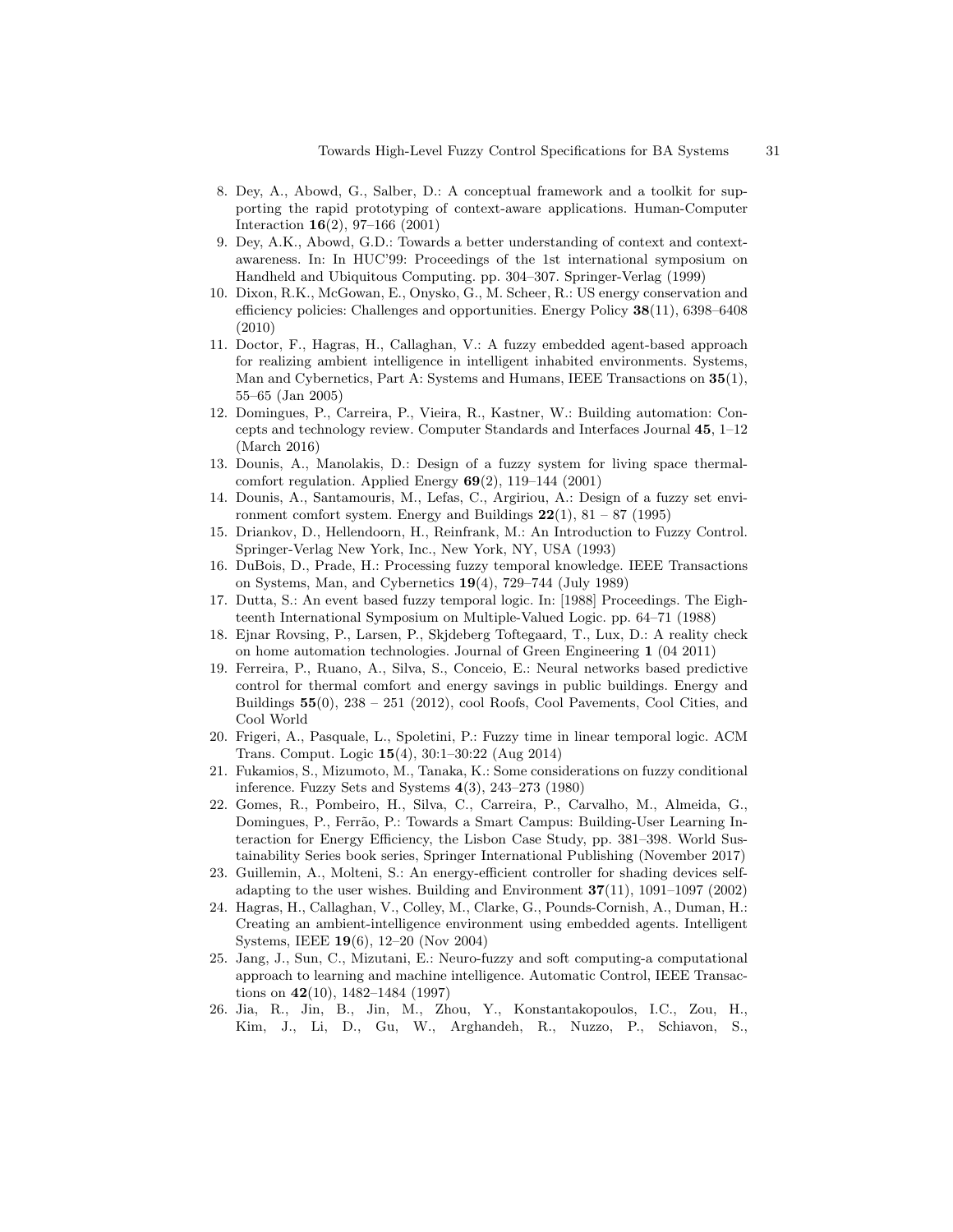8. Dey, A., Abowd, G., Salber, D.: A conceptual framework and a toolkit for supporting the rapid prototyping of context-aware applications. Human-Computer Interaction **16**(2), 97–166 (2001)
9. Dey, A.K., Abowd, G.D.: Towards a better understanding of context and context-awareness. In: In HUC'99: Proceedings of the 1st international symposium on Handheld and Ubiquitous Computing. pp. 304–307. Springer-Verlag (1999)
10. Dixon, R.K., McGowan, E., Onysko, G., M. Scheer, R.: US energy conservation and efficiency policies: Challenges and opportunities. Energy Policy **38**(11), 6398–6408 (2010)
11. Doctor, F., Hagras, H., Callaghan, V.: A fuzzy embedded agent-based approach for realizing ambient intelligence in intelligent inhabited environments. Systems, Man and Cybernetics, Part A: Systems and Humans, IEEE Transactions on **35**(1), 55–65 (Jan 2005)
12. Domingues, P., Carreira, P., Vieira, R., Kastner, W.: Building automation: Concepts and technology review. Computer Standards and Interfaces Journal **45**, 1–12 (March 2016)
13. Dounis, A., Manolakis, D.: Design of a fuzzy system for living space thermal-comfort regulation. Applied Energy **69**(2), 119–144 (2001)
14. Dounis, A., Santamouris, M., Lefas, C., Argiriou, A.: Design of a fuzzy set environment comfort system. Energy and Buildings **22**(1), 81 – 87 (1995)
15. Driankov, D., Hellendoorn, H., Reinfrank, M.: An Introduction to Fuzzy Control. Springer-Verlag New York, Inc., New York, NY, USA (1993)
16. DuBois, D., Prade, H.: Processing fuzzy temporal knowledge. IEEE Transactions on Systems, Man, and Cybernetics **19**(4), 729–744 (July 1989)
17. Dutta, S.: An event based fuzzy temporal logic. In: [1988] Proceedings. The Eighteenth International Symposium on Multiple-Valued Logic. pp. 64–71 (1988)
18. Ejnar Rovsing, P., Larsen, P., Skjdeberg Toftegaard, T., Lux, D.: A reality check on home automation technologies. Journal of Green Engineering **1** (04 2011)
19. Ferreira, P., Ruano, A., Silva, S., Conceio, E.: Neural networks based predictive control for thermal comfort and energy savings in public buildings. Energy and Buildings **55**(0), 238 – 251 (2012), cool Roofs, Cool Pavements, Cool Cities, and Cool World
20. Frigeri, A., Pasquale, L., Spoletini, P.: Fuzzy time in linear temporal logic. ACM Trans. Comput. Logic **15**(4), 30:1–30:22 (Aug 2014)
21. Fukamios, S., Mizumoto, M., Tanaka, K.: Some considerations on fuzzy conditional inference. Fuzzy Sets and Systems **4**(3), 243–273 (1980)
22. Gomes, R., Pombeiro, H., Silva, C., Carreira, P., Carvalho, M., Almeida, G., Domingues, P., Ferrão, P.: Towards a Smart Campus: Building-User Learning Interaction for Energy Efficiency, the Lisbon Case Study, pp. 381–398. World Sustainability Series book series, Springer International Publishing (November 2017)
23. Guillemin, A., Molteni, S.: An energy-efficient controller for shading devices self-adapting to the user wishes. Building and Environment **37**(11), 1091–1097 (2002)
24. Hagras, H., Callaghan, V., Colley, M., Clarke, G., Pounds-Cornish, A., Duman, H.: Creating an ambient-intelligence environment using embedded agents. Intelligent Systems, IEEE **19**(6), 12–20 (Nov 2004)
25. Jang, J., Sun, C., Mizutani, E.: Neuro-fuzzy and soft computing-a computational approach to learning and machine intelligence. Automatic Control, IEEE Transactions on **42**(10), 1482–1484 (1997)
26. Jia, R., Jin, B., Jin, M., Zhou, Y., Konstantakopoulos, I.C., Zou, H., Kim, J., Li, D., Gu, W., Arghandeh, R., Nuzzo, P., Schiavon, S.,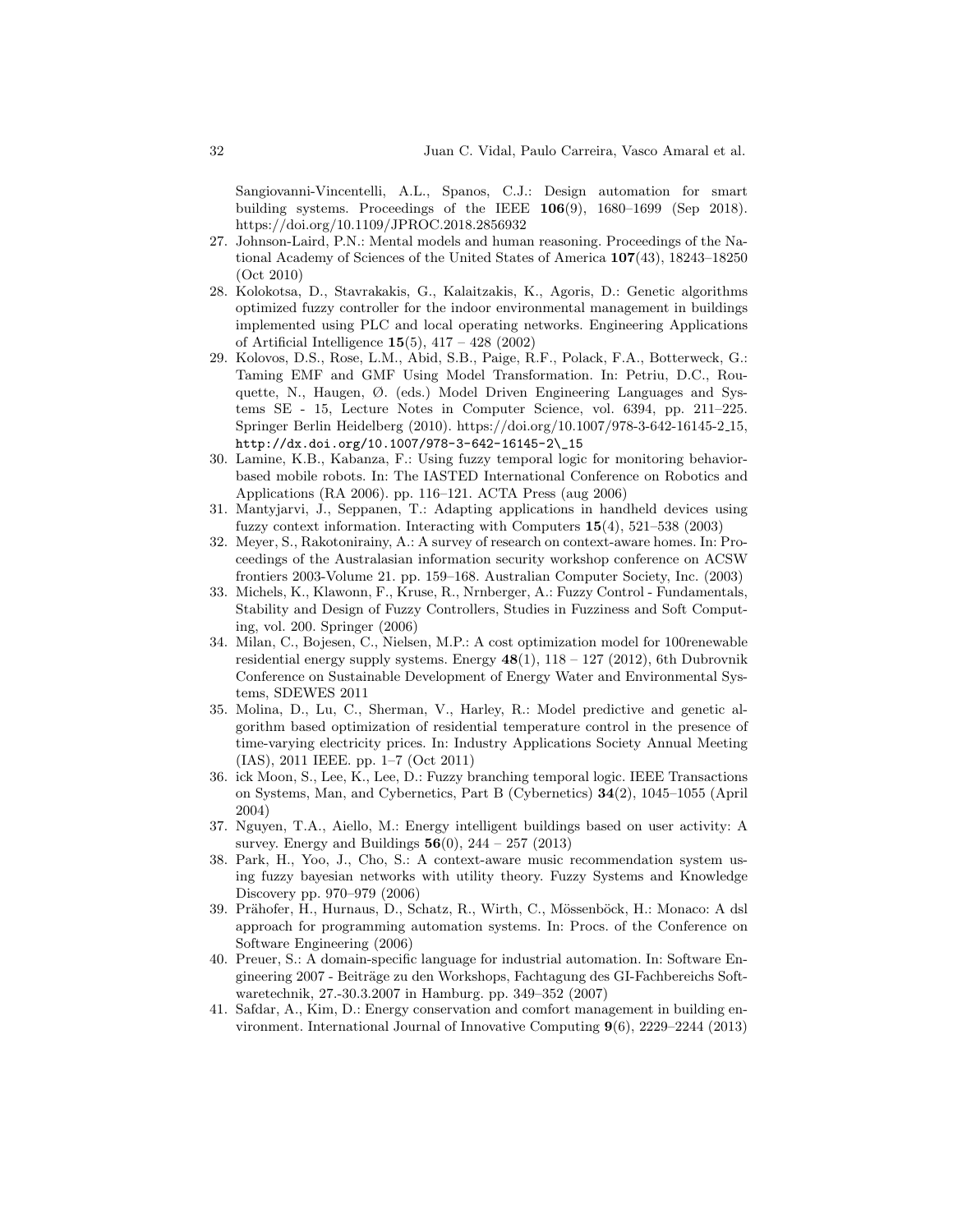Sangiovanni-Vincentelli, A.L., Spanos, C.J.: Design automation for smart building systems. Proceedings of the IEEE **106**(9), 1680–1699 (Sep 2018). https://doi.org/10.1109/JPROC.2018.2856932

27. Johnson-Laird, P.N.: Mental models and human reasoning. Proceedings of the National Academy of Sciences of the United States of America **107**(43), 18243–18250 (Oct 2010)
28. Kolokotsa, D., Stavrakakis, G., Kalaitzakis, K., Agoris, D.: Genetic algorithms optimized fuzzy controller for the indoor environmental management in buildings implemented using PLC and local operating networks. Engineering Applications of Artificial Intelligence **15**(5), 417 – 428 (2002)
29. Kolovos, D.S., Rose, L.M., Abid, S.B., Paige, R.F., Polack, F.A., Botterweck, G.: Taming EMF and GMF Using Model Transformation. In: Petriu, D.C., Rouquette, N., Haugen, Ø. (eds.) Model Driven Engineering Languages and Systems SE - 15, Lecture Notes in Computer Science, vol. 6394, pp. 211–225. Springer Berlin Heidelberg (2010). https://doi.org/10.1007/978-3-642-16145-2_15, `http://dx.doi.org/10.1007/978-3-642-16145-2\_15`
30. Lamine, K.B., Kabanza, F.: Using fuzzy temporal logic for monitoring behavior-based mobile robots. In: The IASTED International Conference on Robotics and Applications (RA 2006). pp. 116–121. ACTA Press (aug 2006)
31. Mantyjarvi, J., Seppanen, T.: Adapting applications in handheld devices using fuzzy context information. Interacting with Computers **15**(4), 521–538 (2003)
32. Meyer, S., Rakotonirainy, A.: A survey of research on context-aware homes. In: Proceedings of the Australasian information security workshop conference on ACSW frontiers 2003-Volume 21. pp. 159–168. Australian Computer Society, Inc. (2003)
33. Michels, K., Klawonn, F., Kruse, R., Nrnberger, A.: Fuzzy Control - Fundamentals, Stability and Design of Fuzzy Controllers, Studies in Fuzziness and Soft Computing, vol. 200. Springer (2006)
34. Milan, C., Bojesen, C., Nielsen, M.P.: A cost optimization model for 100renewable residential energy supply systems. Energy **48**(1), 118 – 127 (2012), 6th Dubrovnik Conference on Sustainable Development of Energy Water and Environmental Systems, SDEWES 2011
35. Molina, D., Lu, C., Sherman, V., Harley, R.: Model predictive and genetic algorithm based optimization of residential temperature control in the presence of time-varying electricity prices. In: Industry Applications Society Annual Meeting (IAS), 2011 IEEE. pp. 1–7 (Oct 2011)
36. ick Moon, S., Lee, K., Lee, D.: Fuzzy branching temporal logic. IEEE Transactions on Systems, Man, and Cybernetics, Part B (Cybernetics) **34**(2), 1045–1055 (April 2004)
37. Nguyen, T.A., Aiello, M.: Energy intelligent buildings based on user activity: A survey. Energy and Buildings **56**(0), 244 – 257 (2013)
38. Park, H., Yoo, J., Cho, S.: A context-aware music recommendation system using fuzzy bayesian networks with utility theory. Fuzzy Systems and Knowledge Discovery pp. 970–979 (2006)
39. Prähofer, H., Hurnaus, D., Schatz, R., Wirth, C., Mössenböck, H.: Monaco: A dsl approach for programming automation systems. In: Procs. of the Conference on Software Engineering (2006)
40. Preuer, S.: A domain-specific language for industrial automation. In: Software Engineering 2007 - Beiträge zu den Workshops, Fachtagung des GI-Fachbereichs Softwaretechnik, 27.-30.3.2007 in Hamburg. pp. 349–352 (2007)
41. Safdar, A., Kim, D.: Energy conservation and comfort management in building environment. International Journal of Innovative Computing **9**(6), 2229–2244 (2013)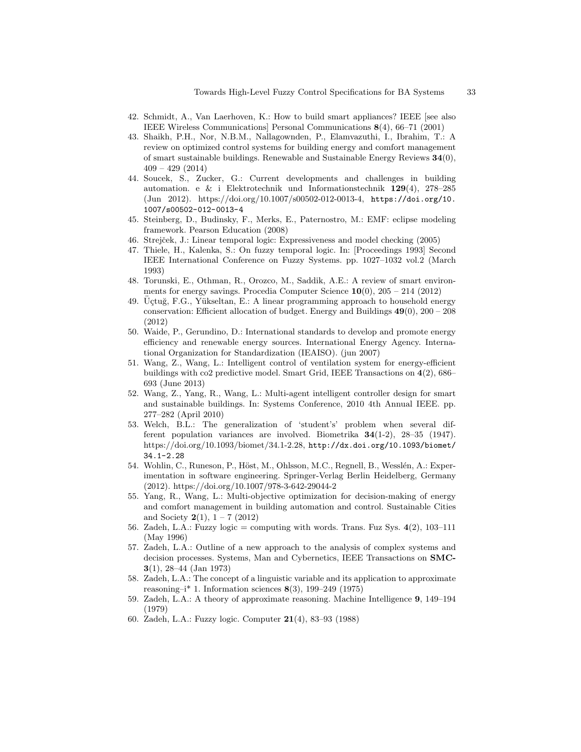42. Schmidt, A., Van Laerhoven, K.: How to build smart appliances? IEEE [see also IEEE Wireless Communications] Personal Communications **8**(4), 66–71 (2001)
43. Shaikh, P.H., Nor, N.B.M., Nallagownden, P., Elamvazuthi, I., Ibrahim, T.: A review on optimized control systems for building energy and comfort management of smart sustainable buildings. Renewable and Sustainable Energy Reviews **34**(0), 409 – 429 (2014)
44. Soucek, S., Zucker, G.: Current developments and challenges in building automation. e & i Elektrotechnik und Informationstechnik **129**(4), 278–285 (Jun 2012). https://doi.org/10.1007/s00502-012-0013-4, `https://doi.org/10.1007/s00502-012-0013-4`
45. Steinberg, D., Budinsky, F., Merks, E., Paternostro, M.: EMF: eclipse modeling framework. Pearson Education (2008)
46. Strejček, J.: Linear temporal logic: Expressiveness and model checking (2005)
47. Thiele, H., Kalenka, S.: On fuzzy temporal logic. In: [Proceedings 1993] Second IEEE International Conference on Fuzzy Systems. pp. 1027–1032 vol.2 (March 1993)
48. Torunski, E., Othman, R., Orozco, M., Saddik, A.E.: A review of smart environments for energy savings. Procedia Computer Science **10**(0), 205 – 214 (2012)
49. Üçtuğ, F.G., Yükseltan, E.: A linear programming approach to household energy conservation: Efficient allocation of budget. Energy and Buildings **49**(0), 200 – 208 (2012)
50. Waide, P., Gerundino, D.: International standards to develop and promote energy efficiency and renewable energy sources. International Energy Agency. International Organization for Standardization (IEAISO). (jun 2007)
51. Wang, Z., Wang, L.: Intelligent control of ventilation system for energy-efficient buildings with co2 predictive model. Smart Grid, IEEE Transactions on **4**(2), 686–693 (June 2013)
52. Wang, Z., Yang, R., Wang, L.: Multi-agent intelligent controller design for smart and sustainable buildings. In: Systems Conference, 2010 4th Annual IEEE. pp. 277–282 (April 2010)
53. Welch, B.L.: The generalization of 'student's' problem when several different population variances are involved. Biometrika **34**(1-2), 28–35 (1947). https://doi.org/10.1093/biomet/34.1-2.28, `http://dx.doi.org/10.1093/biomet/34.1-2.28`
54. Wohlin, C., Runeson, P., Höst, M., Ohlsson, M.C., Regnell, B., Wesslén, A.: Experimentation in software engineering. Springer-Verlag Berlin Heidelberg, Germany (2012). https://doi.org/10.1007/978-3-642-29044-2
55. Yang, R., Wang, L.: Multi-objective optimization for decision-making of energy and comfort management in building automation and control. Sustainable Cities and Society **2**(1), 1 – 7 (2012)
56. Zadeh, L.A.: Fuzzy logic = computing with words. Trans. Fuz Sys. **4**(2), 103–111 (May 1996)
57. Zadeh, L.A.: Outline of a new approach to the analysis of complex systems and decision processes. Systems, Man and Cybernetics, IEEE Transactions on **SMC-3**(1), 28–44 (Jan 1973)
58. Zadeh, L.A.: The concept of a linguistic variable and its application to approximate reasoning–i* 1. Information sciences **8**(3), 199–249 (1975)
59. Zadeh, L.A.: A theory of approximate reasoning. Machine Intelligence **9**, 149–194 (1979)
60. Zadeh, L.A.: Fuzzy logic. Computer **21**(4), 83–93 (1988)